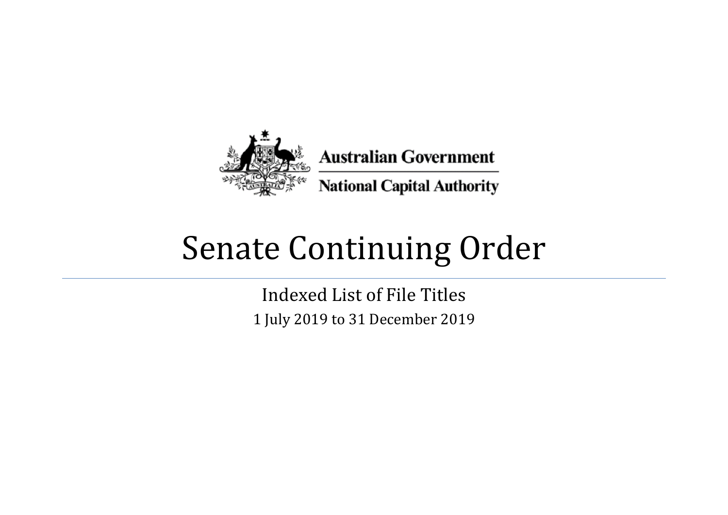Australian Government

National Capital Authority

# Senate Continuing Order

Indexed List of File Titles

1 July 2019 to 31 December 2019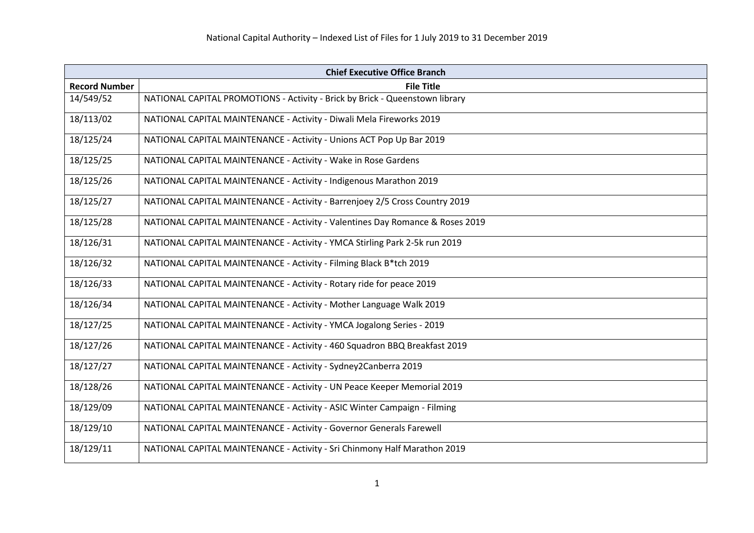# National Capital Authority – Indexed List of Files for 1 July 2019 to 31 December 2019

| Chief Executive Office Branch | |
|---|---|
| **Record Number** | **File Title** |
| 14/549/52 | NATIONAL CAPITAL PROMOTIONS - Activity - Brick by Brick - Queenstown library |
| 18/113/02 | NATIONAL CAPITAL MAINTENANCE - Activity - Diwali Mela Fireworks 2019 |
| 18/125/24 | NATIONAL CAPITAL MAINTENANCE - Activity - Unions ACT Pop Up Bar 2019 |
| 18/125/25 | NATIONAL CAPITAL MAINTENANCE - Activity - Wake in Rose Gardens |
| 18/125/26 | NATIONAL CAPITAL MAINTENANCE - Activity - Indigenous Marathon 2019 |
| 18/125/27 | NATIONAL CAPITAL MAINTENANCE - Activity - Barrenjoey 2/5 Cross Country 2019 |
| 18/125/28 | NATIONAL CAPITAL MAINTENANCE - Activity - Valentines Day Romance & Roses 2019 |
| 18/126/31 | NATIONAL CAPITAL MAINTENANCE - Activity - YMCA Stirling Park 2-5k run 2019 |
| 18/126/32 | NATIONAL CAPITAL MAINTENANCE - Activity - Filming Black B*tch 2019 |
| 18/126/33 | NATIONAL CAPITAL MAINTENANCE - Activity - Rotary ride for peace 2019 |
| 18/126/34 | NATIONAL CAPITAL MAINTENANCE - Activity - Mother Language Walk 2019 |
| 18/127/25 | NATIONAL CAPITAL MAINTENANCE - Activity - YMCA Jogalong Series - 2019 |
| 18/127/26 | NATIONAL CAPITAL MAINTENANCE - Activity - 460 Squadron BBQ Breakfast 2019 |
| 18/127/27 | NATIONAL CAPITAL MAINTENANCE - Activity - Sydney2Canberra 2019 |
| 18/128/26 | NATIONAL CAPITAL MAINTENANCE - Activity - UN Peace Keeper Memorial 2019 |
| 18/129/09 | NATIONAL CAPITAL MAINTENANCE - Activity - ASIC Winter Campaign - Filming |
| 18/129/10 | NATIONAL CAPITAL MAINTENANCE - Activity - Governor Generals Farewell |
| 18/129/11 | NATIONAL CAPITAL MAINTENANCE - Activity - Sri Chinmony Half Marathon 2019 |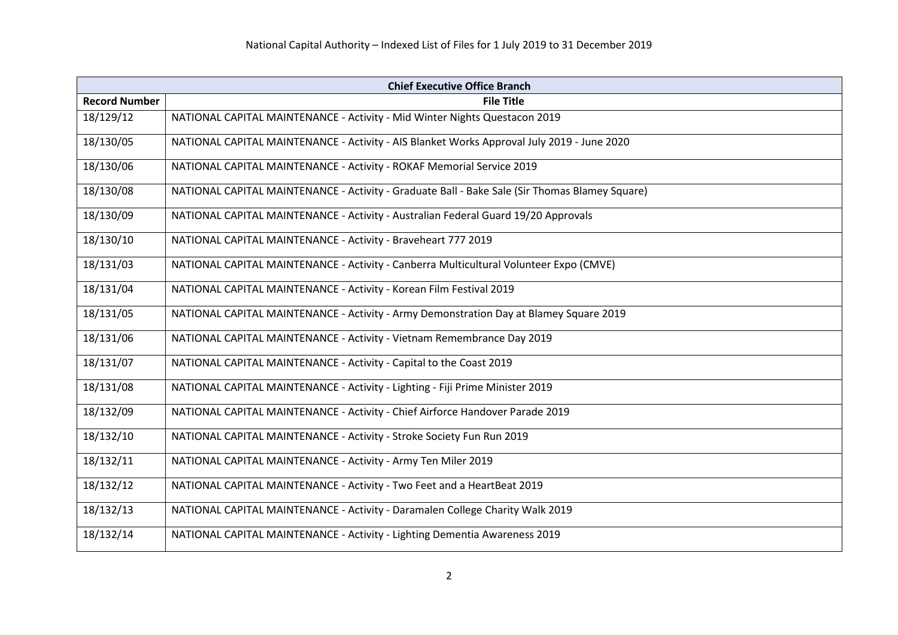| Chief Executive Office Branch | |
|---|---|
| **Record Number** | **File Title** |
| 18/129/12 | NATIONAL CAPITAL MAINTENANCE - Activity - Mid Winter Nights Questacon 2019 |
| 18/130/05 | NATIONAL CAPITAL MAINTENANCE - Activity - AIS Blanket Works Approval July 2019 - June 2020 |
| 18/130/06 | NATIONAL CAPITAL MAINTENANCE - Activity - ROKAF Memorial Service 2019 |
| 18/130/08 | NATIONAL CAPITAL MAINTENANCE - Activity - Graduate Ball - Bake Sale (Sir Thomas Blamey Square) |
| 18/130/09 | NATIONAL CAPITAL MAINTENANCE - Activity - Australian Federal Guard 19/20 Approvals |
| 18/130/10 | NATIONAL CAPITAL MAINTENANCE - Activity - Braveheart 777 2019 |
| 18/131/03 | NATIONAL CAPITAL MAINTENANCE - Activity - Canberra Multicultural Volunteer Expo (CMVE) |
| 18/131/04 | NATIONAL CAPITAL MAINTENANCE - Activity - Korean Film Festival 2019 |
| 18/131/05 | NATIONAL CAPITAL MAINTENANCE - Activity - Army Demonstration Day at Blamey Square 2019 |
| 18/131/06 | NATIONAL CAPITAL MAINTENANCE - Activity - Vietnam Remembrance Day 2019 |
| 18/131/07 | NATIONAL CAPITAL MAINTENANCE - Activity - Capital to the Coast 2019 |
| 18/131/08 | NATIONAL CAPITAL MAINTENANCE - Activity - Lighting - Fiji Prime Minister 2019 |
| 18/132/09 | NATIONAL CAPITAL MAINTENANCE - Activity - Chief Airforce Handover Parade 2019 |
| 18/132/10 | NATIONAL CAPITAL MAINTENANCE - Activity - Stroke Society Fun Run 2019 |
| 18/132/11 | NATIONAL CAPITAL MAINTENANCE - Activity - Army Ten Miler 2019 |
| 18/132/12 | NATIONAL CAPITAL MAINTENANCE - Activity - Two Feet and a HeartBeat 2019 |
| 18/132/13 | NATIONAL CAPITAL MAINTENANCE - Activity - Daramalen College Charity Walk 2019 |
| 18/132/14 | NATIONAL CAPITAL MAINTENANCE - Activity - Lighting Dementia Awareness 2019 |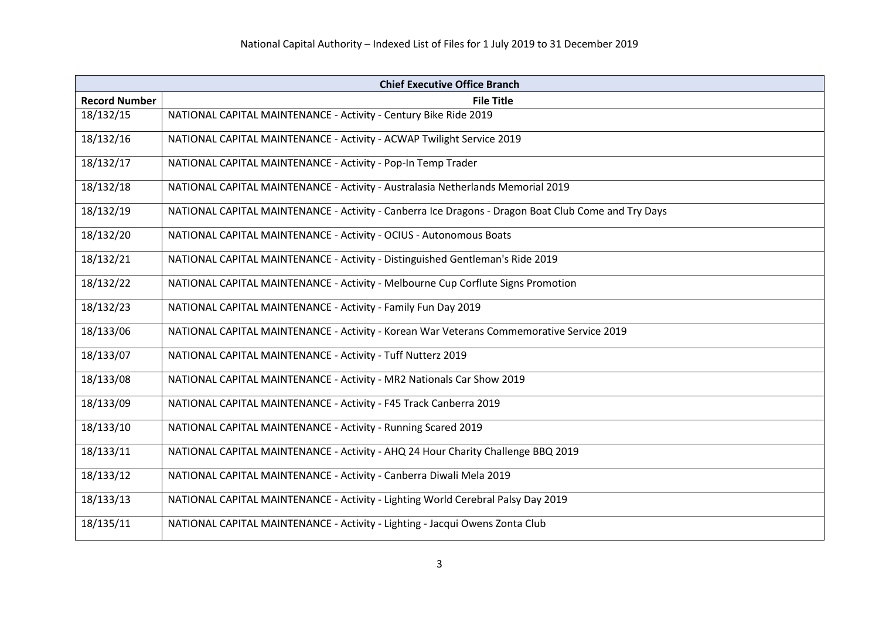| Chief Executive Office Branch | |
|---|---|
| **Record Number** | **File Title** |
| 18/132/15 | NATIONAL CAPITAL MAINTENANCE - Activity - Century Bike Ride 2019 |
| 18/132/16 | NATIONAL CAPITAL MAINTENANCE - Activity - ACWAP Twilight Service 2019 |
| 18/132/17 | NATIONAL CAPITAL MAINTENANCE - Activity - Pop-In Temp Trader |
| 18/132/18 | NATIONAL CAPITAL MAINTENANCE - Activity - Australasia Netherlands Memorial 2019 |
| 18/132/19 | NATIONAL CAPITAL MAINTENANCE - Activity - Canberra Ice Dragons - Dragon Boat Club Come and Try Days |
| 18/132/20 | NATIONAL CAPITAL MAINTENANCE - Activity - OCIUS - Autonomous Boats |
| 18/132/21 | NATIONAL CAPITAL MAINTENANCE - Activity - Distinguished Gentleman's Ride 2019 |
| 18/132/22 | NATIONAL CAPITAL MAINTENANCE - Activity - Melbourne Cup Corflute Signs Promotion |
| 18/132/23 | NATIONAL CAPITAL MAINTENANCE - Activity - Family Fun Day 2019 |
| 18/133/06 | NATIONAL CAPITAL MAINTENANCE - Activity - Korean War Veterans Commemorative Service 2019 |
| 18/133/07 | NATIONAL CAPITAL MAINTENANCE - Activity - Tuff Nutterz 2019 |
| 18/133/08 | NATIONAL CAPITAL MAINTENANCE - Activity - MR2 Nationals Car Show 2019 |
| 18/133/09 | NATIONAL CAPITAL MAINTENANCE - Activity - F45 Track Canberra 2019 |
| 18/133/10 | NATIONAL CAPITAL MAINTENANCE - Activity - Running Scared 2019 |
| 18/133/11 | NATIONAL CAPITAL MAINTENANCE - Activity - AHQ 24 Hour Charity Challenge BBQ 2019 |
| 18/133/12 | NATIONAL CAPITAL MAINTENANCE - Activity - Canberra Diwali Mela 2019 |
| 18/133/13 | NATIONAL CAPITAL MAINTENANCE - Activity - Lighting World Cerebral Palsy Day 2019 |
| 18/135/11 | NATIONAL CAPITAL MAINTENANCE - Activity - Lighting - Jacqui Owens Zonta Club |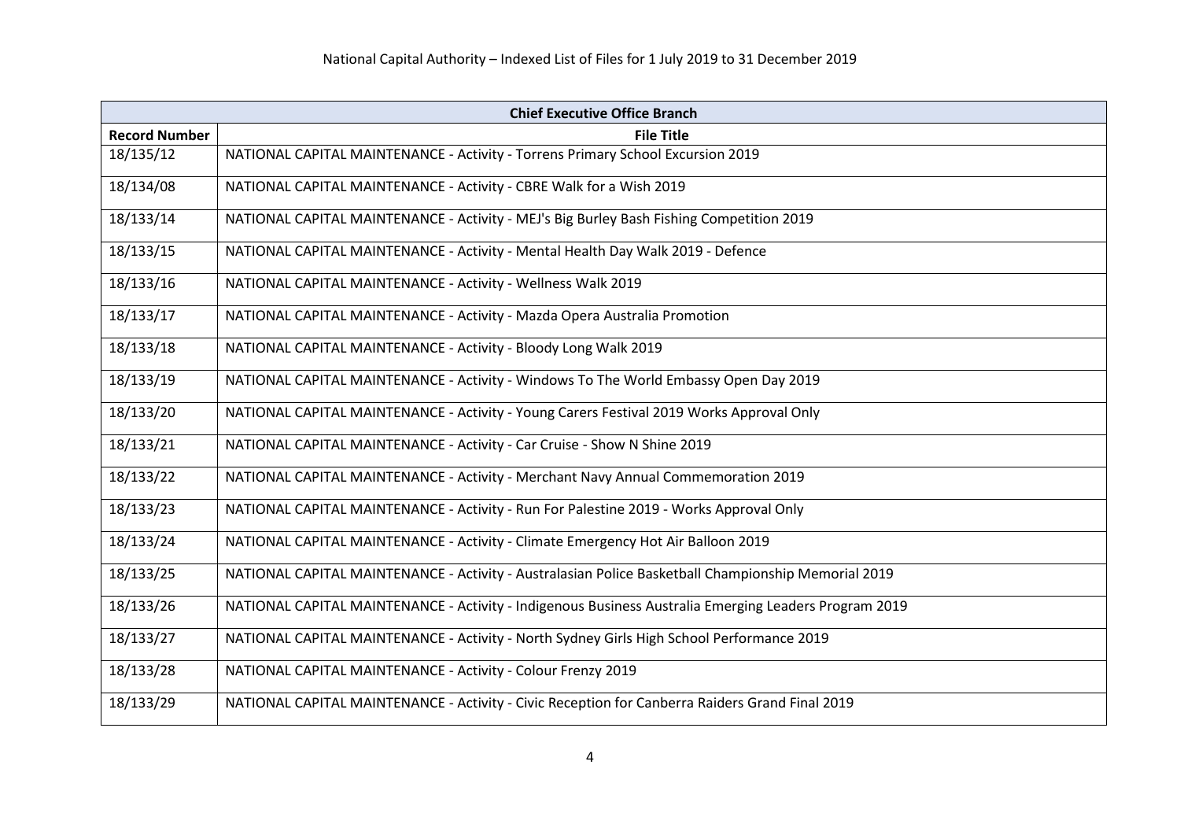| Chief Executive Office Branch | |
|---|---|
| **Record Number** | **File Title** |
| 18/135/12 | NATIONAL CAPITAL MAINTENANCE - Activity - Torrens Primary School Excursion 2019 |
| 18/134/08 | NATIONAL CAPITAL MAINTENANCE - Activity - CBRE Walk for a Wish 2019 |
| 18/133/14 | NATIONAL CAPITAL MAINTENANCE - Activity - MEJ's Big Burley Bash Fishing Competition 2019 |
| 18/133/15 | NATIONAL CAPITAL MAINTENANCE - Activity - Mental Health Day Walk 2019 - Defence |
| 18/133/16 | NATIONAL CAPITAL MAINTENANCE - Activity - Wellness Walk 2019 |
| 18/133/17 | NATIONAL CAPITAL MAINTENANCE - Activity - Mazda Opera Australia Promotion |
| 18/133/18 | NATIONAL CAPITAL MAINTENANCE - Activity - Bloody Long Walk 2019 |
| 18/133/19 | NATIONAL CAPITAL MAINTENANCE - Activity - Windows To The World Embassy Open Day 2019 |
| 18/133/20 | NATIONAL CAPITAL MAINTENANCE - Activity - Young Carers Festival 2019 Works Approval Only |
| 18/133/21 | NATIONAL CAPITAL MAINTENANCE - Activity - Car Cruise - Show N Shine 2019 |
| 18/133/22 | NATIONAL CAPITAL MAINTENANCE - Activity - Merchant Navy Annual Commemoration 2019 |
| 18/133/23 | NATIONAL CAPITAL MAINTENANCE - Activity - Run For Palestine 2019 - Works Approval Only |
| 18/133/24 | NATIONAL CAPITAL MAINTENANCE - Activity - Climate Emergency Hot Air Balloon 2019 |
| 18/133/25 | NATIONAL CAPITAL MAINTENANCE - Activity - Australasian Police Basketball Championship Memorial 2019 |
| 18/133/26 | NATIONAL CAPITAL MAINTENANCE - Activity - Indigenous Business Australia Emerging Leaders Program 2019 |
| 18/133/27 | NATIONAL CAPITAL MAINTENANCE - Activity - North Sydney Girls High School Performance 2019 |
| 18/133/28 | NATIONAL CAPITAL MAINTENANCE - Activity - Colour Frenzy 2019 |
| 18/133/29 | NATIONAL CAPITAL MAINTENANCE - Activity - Civic Reception for Canberra Raiders Grand Final 2019 |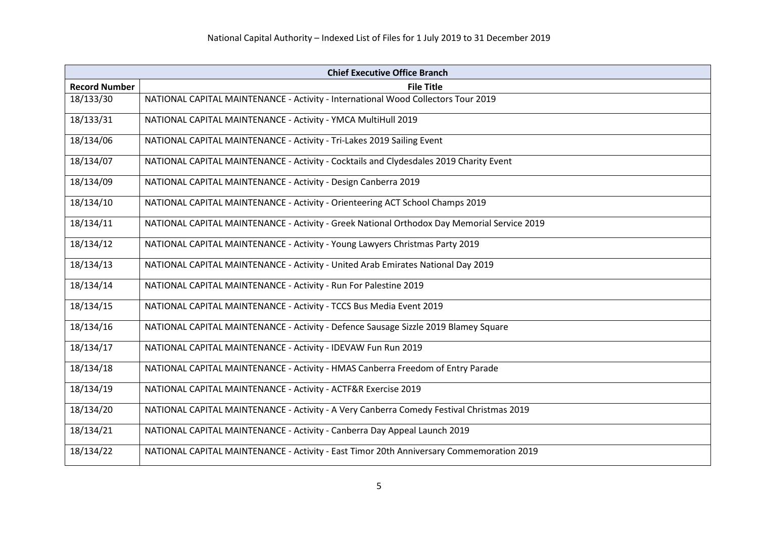| Chief Executive Office Branch | |
|---|---|
| **Record Number** | **File Title** |
| 18/133/30 | NATIONAL CAPITAL MAINTENANCE - Activity - International Wood Collectors Tour 2019 |
| 18/133/31 | NATIONAL CAPITAL MAINTENANCE - Activity - YMCA MultiHull 2019 |
| 18/134/06 | NATIONAL CAPITAL MAINTENANCE - Activity - Tri-Lakes 2019 Sailing Event |
| 18/134/07 | NATIONAL CAPITAL MAINTENANCE - Activity - Cocktails and Clydesdales 2019 Charity Event |
| 18/134/09 | NATIONAL CAPITAL MAINTENANCE - Activity - Design Canberra 2019 |
| 18/134/10 | NATIONAL CAPITAL MAINTENANCE - Activity - Orienteering ACT School Champs 2019 |
| 18/134/11 | NATIONAL CAPITAL MAINTENANCE - Activity - Greek National Orthodox Day Memorial Service 2019 |
| 18/134/12 | NATIONAL CAPITAL MAINTENANCE - Activity - Young Lawyers Christmas Party 2019 |
| 18/134/13 | NATIONAL CAPITAL MAINTENANCE - Activity - United Arab Emirates National Day 2019 |
| 18/134/14 | NATIONAL CAPITAL MAINTENANCE - Activity - Run For Palestine 2019 |
| 18/134/15 | NATIONAL CAPITAL MAINTENANCE - Activity - TCCS Bus Media Event 2019 |
| 18/134/16 | NATIONAL CAPITAL MAINTENANCE - Activity - Defence Sausage Sizzle 2019 Blamey Square |
| 18/134/17 | NATIONAL CAPITAL MAINTENANCE - Activity - IDEVAW Fun Run 2019 |
| 18/134/18 | NATIONAL CAPITAL MAINTENANCE - Activity - HMAS Canberra Freedom of Entry Parade |
| 18/134/19 | NATIONAL CAPITAL MAINTENANCE - Activity - ACTF&R Exercise 2019 |
| 18/134/20 | NATIONAL CAPITAL MAINTENANCE - Activity - A Very Canberra Comedy Festival Christmas 2019 |
| 18/134/21 | NATIONAL CAPITAL MAINTENANCE - Activity - Canberra Day Appeal Launch 2019 |
| 18/134/22 | NATIONAL CAPITAL MAINTENANCE - Activity - East Timor 20th Anniversary Commemoration 2019 |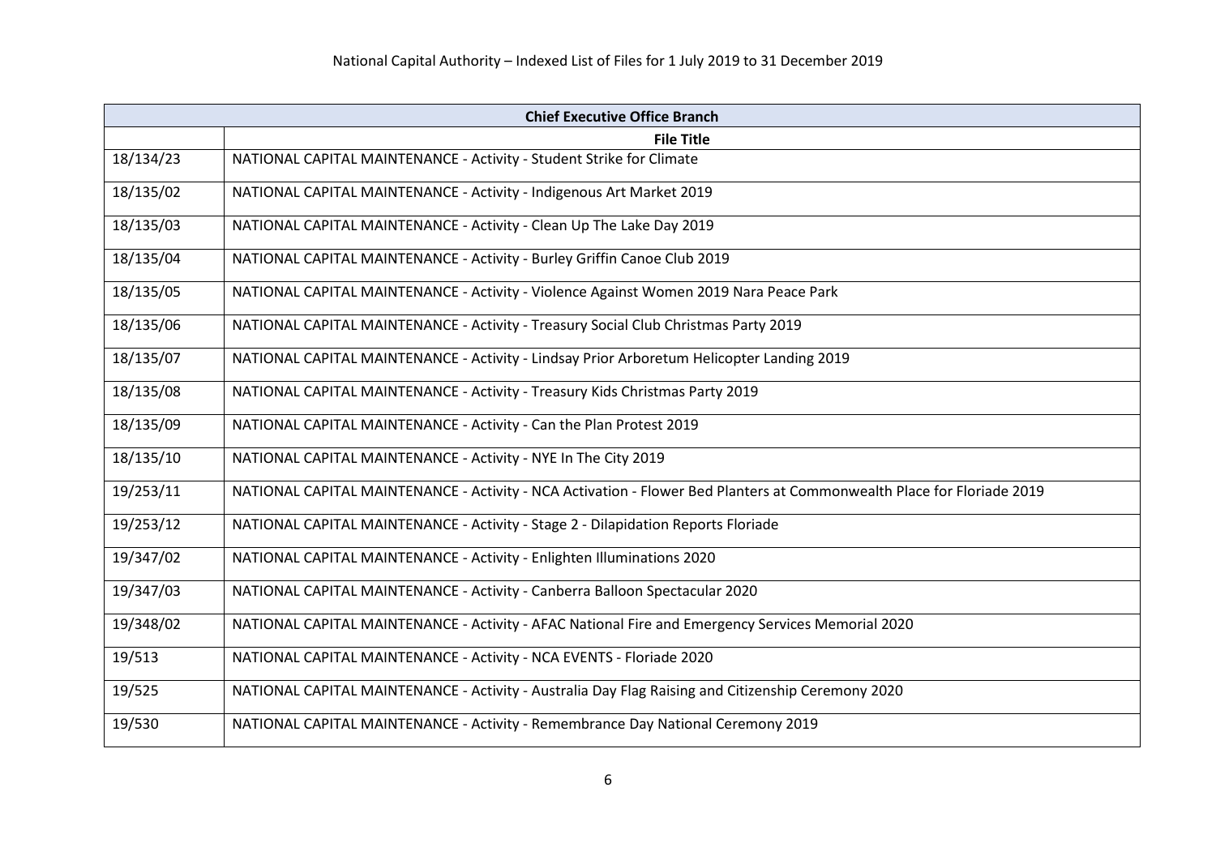| Chief Executive Office Branch | |
|---|---|
| | **File Title** |
| 18/134/23 | NATIONAL CAPITAL MAINTENANCE - Activity - Student Strike for Climate |
| 18/135/02 | NATIONAL CAPITAL MAINTENANCE - Activity - Indigenous Art Market 2019 |
| 18/135/03 | NATIONAL CAPITAL MAINTENANCE - Activity - Clean Up The Lake Day 2019 |
| 18/135/04 | NATIONAL CAPITAL MAINTENANCE - Activity - Burley Griffin Canoe Club 2019 |
| 18/135/05 | NATIONAL CAPITAL MAINTENANCE - Activity - Violence Against Women 2019 Nara Peace Park |
| 18/135/06 | NATIONAL CAPITAL MAINTENANCE - Activity - Treasury Social Club Christmas Party 2019 |
| 18/135/07 | NATIONAL CAPITAL MAINTENANCE - Activity - Lindsay Prior Arboretum Helicopter Landing 2019 |
| 18/135/08 | NATIONAL CAPITAL MAINTENANCE - Activity - Treasury Kids Christmas Party 2019 |
| 18/135/09 | NATIONAL CAPITAL MAINTENANCE - Activity - Can the Plan Protest 2019 |
| 18/135/10 | NATIONAL CAPITAL MAINTENANCE - Activity - NYE In The City 2019 |
| 19/253/11 | NATIONAL CAPITAL MAINTENANCE - Activity - NCA Activation - Flower Bed Planters at Commonwealth Place for Floriade 2019 |
| 19/253/12 | NATIONAL CAPITAL MAINTENANCE - Activity - Stage 2 - Dilapidation Reports Floriade |
| 19/347/02 | NATIONAL CAPITAL MAINTENANCE - Activity - Enlighten Illuminations 2020 |
| 19/347/03 | NATIONAL CAPITAL MAINTENANCE - Activity - Canberra Balloon Spectacular 2020 |
| 19/348/02 | NATIONAL CAPITAL MAINTENANCE - Activity - AFAC National Fire and Emergency Services Memorial 2020 |
| 19/513 | NATIONAL CAPITAL MAINTENANCE - Activity - NCA EVENTS - Floriade 2020 |
| 19/525 | NATIONAL CAPITAL MAINTENANCE - Activity - Australia Day Flag Raising and Citizenship Ceremony 2020 |
| 19/530 | NATIONAL CAPITAL MAINTENANCE - Activity - Remembrance Day National Ceremony 2019 |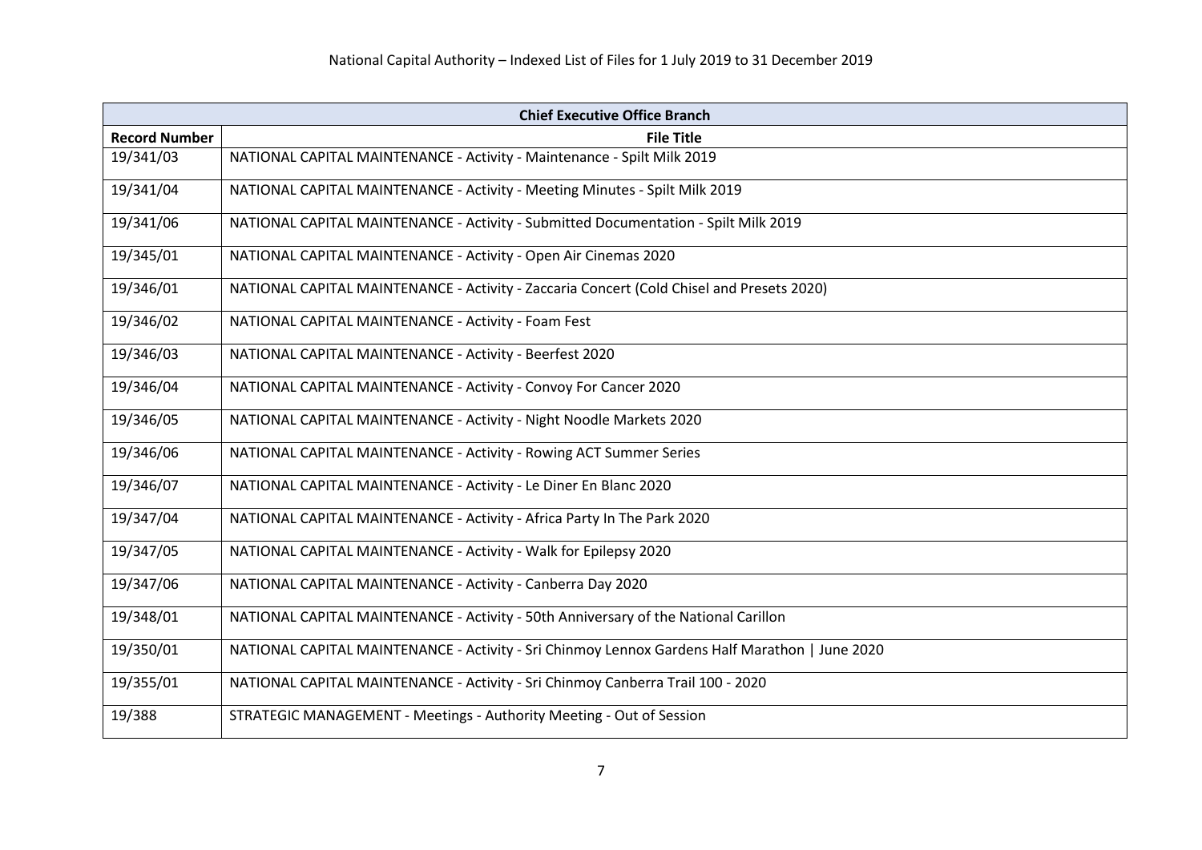| Chief Executive Office Branch | |
|---|---|
| **Record Number** | **File Title** |
| 19/341/03 | NATIONAL CAPITAL MAINTENANCE - Activity - Maintenance - Spilt Milk 2019 |
| 19/341/04 | NATIONAL CAPITAL MAINTENANCE - Activity - Meeting Minutes - Spilt Milk 2019 |
| 19/341/06 | NATIONAL CAPITAL MAINTENANCE - Activity - Submitted Documentation - Spilt Milk 2019 |
| 19/345/01 | NATIONAL CAPITAL MAINTENANCE - Activity - Open Air Cinemas 2020 |
| 19/346/01 | NATIONAL CAPITAL MAINTENANCE - Activity - Zaccaria Concert (Cold Chisel and Presets 2020) |
| 19/346/02 | NATIONAL CAPITAL MAINTENANCE - Activity - Foam Fest |
| 19/346/03 | NATIONAL CAPITAL MAINTENANCE - Activity - Beerfest 2020 |
| 19/346/04 | NATIONAL CAPITAL MAINTENANCE - Activity - Convoy For Cancer 2020 |
| 19/346/05 | NATIONAL CAPITAL MAINTENANCE - Activity - Night Noodle Markets 2020 |
| 19/346/06 | NATIONAL CAPITAL MAINTENANCE - Activity - Rowing ACT Summer Series |
| 19/346/07 | NATIONAL CAPITAL MAINTENANCE - Activity - Le Diner En Blanc 2020 |
| 19/347/04 | NATIONAL CAPITAL MAINTENANCE - Activity - Africa Party In The Park 2020 |
| 19/347/05 | NATIONAL CAPITAL MAINTENANCE - Activity - Walk for Epilepsy 2020 |
| 19/347/06 | NATIONAL CAPITAL MAINTENANCE - Activity - Canberra Day 2020 |
| 19/348/01 | NATIONAL CAPITAL MAINTENANCE - Activity - 50th Anniversary of the National Carillon |
| 19/350/01 | NATIONAL CAPITAL MAINTENANCE - Activity - Sri Chinmoy Lennox Gardens Half Marathon \| June 2020 |
| 19/355/01 | NATIONAL CAPITAL MAINTENANCE - Activity - Sri Chinmoy Canberra Trail 100 - 2020 |
| 19/388 | STRATEGIC MANAGEMENT - Meetings - Authority Meeting - Out of Session |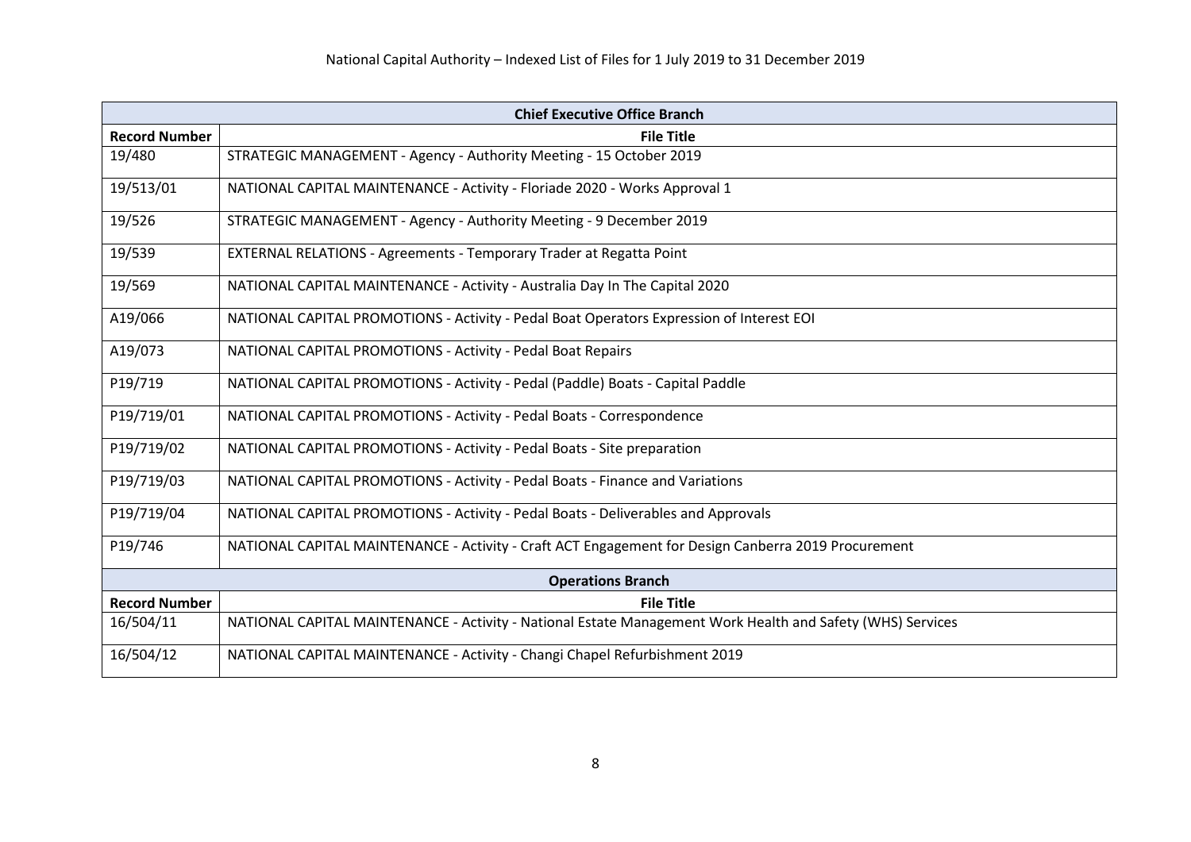| Chief Executive Office Branch | |
|---|---|
| **Record Number** | **File Title** |
| 19/480 | STRATEGIC MANAGEMENT - Agency - Authority Meeting - 15 October 2019 |
| 19/513/01 | NATIONAL CAPITAL MAINTENANCE - Activity - Floriade 2020 - Works Approval 1 |
| 19/526 | STRATEGIC MANAGEMENT - Agency - Authority Meeting - 9 December 2019 |
| 19/539 | EXTERNAL RELATIONS - Agreements - Temporary Trader at Regatta Point |
| 19/569 | NATIONAL CAPITAL MAINTENANCE - Activity - Australia Day In The Capital 2020 |
| A19/066 | NATIONAL CAPITAL PROMOTIONS - Activity - Pedal Boat Operators Expression of Interest EOI |
| A19/073 | NATIONAL CAPITAL PROMOTIONS - Activity - Pedal Boat Repairs |
| P19/719 | NATIONAL CAPITAL PROMOTIONS - Activity - Pedal (Paddle) Boats - Capital Paddle |
| P19/719/01 | NATIONAL CAPITAL PROMOTIONS - Activity - Pedal Boats - Correspondence |
| P19/719/02 | NATIONAL CAPITAL PROMOTIONS - Activity - Pedal Boats - Site preparation |
| P19/719/03 | NATIONAL CAPITAL PROMOTIONS - Activity - Pedal Boats - Finance and Variations |
| P19/719/04 | NATIONAL CAPITAL PROMOTIONS - Activity - Pedal Boats - Deliverables and Approvals |
| P19/746 | NATIONAL CAPITAL MAINTENANCE - Activity - Craft ACT Engagement for Design Canberra 2019 Procurement |

| Operations Branch | |
|---|---|
| **Record Number** | **File Title** |
| 16/504/11 | NATIONAL CAPITAL MAINTENANCE - Activity - National Estate Management Work Health and Safety (WHS) Services |
| 16/504/12 | NATIONAL CAPITAL MAINTENANCE - Activity - Changi Chapel Refurbishment 2019 |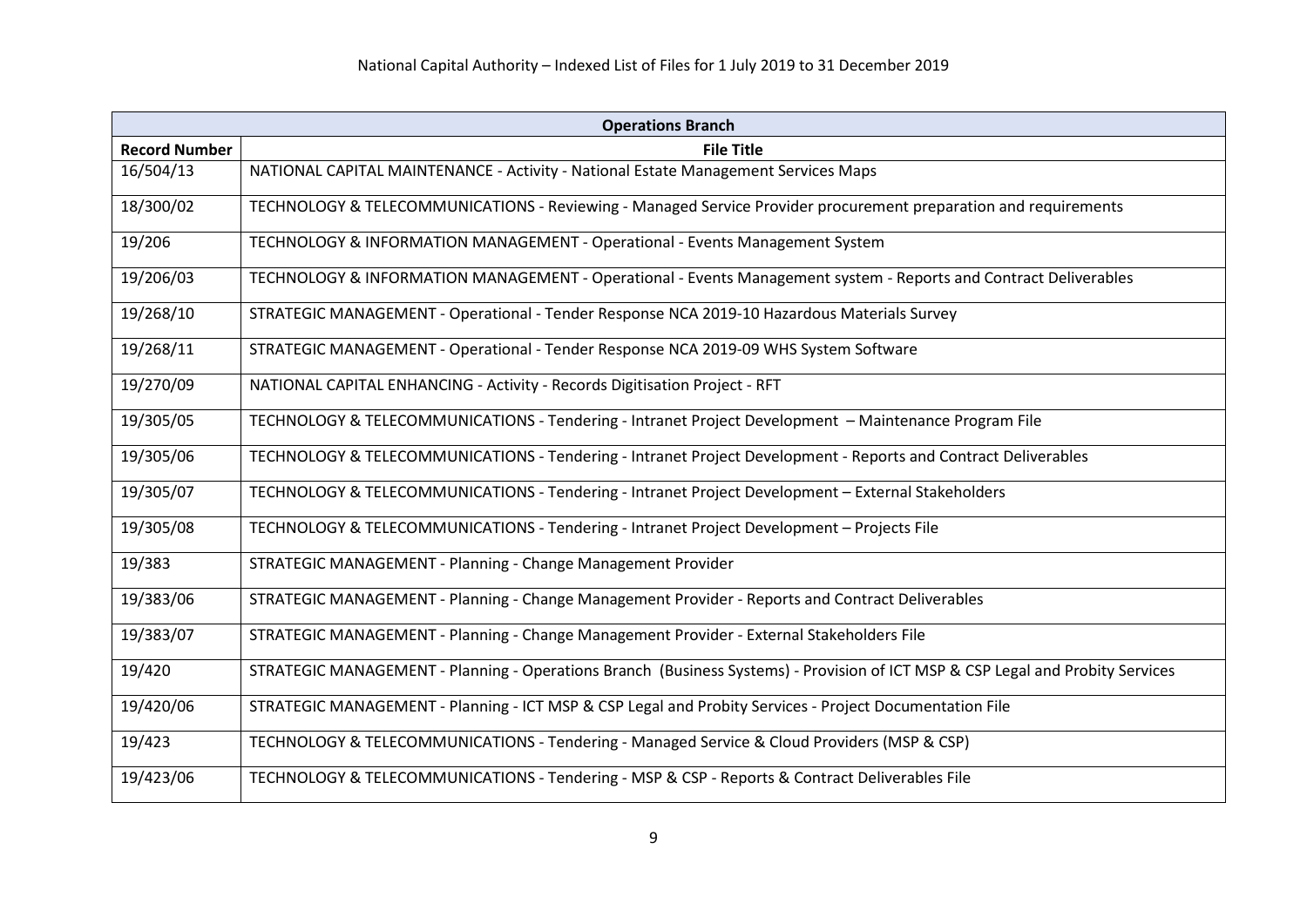| Operations Branch | |
|---|---|
| **Record Number** | **File Title** |
| 16/504/13 | NATIONAL CAPITAL MAINTENANCE - Activity - National Estate Management Services Maps |
| 18/300/02 | TECHNOLOGY & TELECOMMUNICATIONS - Reviewing - Managed Service Provider procurement preparation and requirements |
| 19/206 | TECHNOLOGY & INFORMATION MANAGEMENT - Operational - Events Management System |
| 19/206/03 | TECHNOLOGY & INFORMATION MANAGEMENT - Operational - Events Management system - Reports and Contract Deliverables |
| 19/268/10 | STRATEGIC MANAGEMENT - Operational - Tender Response NCA 2019-10 Hazardous Materials Survey |
| 19/268/11 | STRATEGIC MANAGEMENT - Operational - Tender Response NCA 2019-09 WHS System Software |
| 19/270/09 | NATIONAL CAPITAL ENHANCING - Activity - Records Digitisation Project - RFT |
| 19/305/05 | TECHNOLOGY & TELECOMMUNICATIONS - Tendering - Intranet Project Development – Maintenance Program File |
| 19/305/06 | TECHNOLOGY & TELECOMMUNICATIONS - Tendering - Intranet Project Development - Reports and Contract Deliverables |
| 19/305/07 | TECHNOLOGY & TELECOMMUNICATIONS - Tendering - Intranet Project Development – External Stakeholders |
| 19/305/08 | TECHNOLOGY & TELECOMMUNICATIONS - Tendering - Intranet Project Development – Projects File |
| 19/383 | STRATEGIC MANAGEMENT - Planning - Change Management Provider |
| 19/383/06 | STRATEGIC MANAGEMENT - Planning - Change Management Provider - Reports and Contract Deliverables |
| 19/383/07 | STRATEGIC MANAGEMENT - Planning - Change Management Provider - External Stakeholders File |
| 19/420 | STRATEGIC MANAGEMENT - Planning - Operations Branch (Business Systems) - Provision of ICT MSP & CSP Legal and Probity Services |
| 19/420/06 | STRATEGIC MANAGEMENT - Planning - ICT MSP & CSP Legal and Probity Services - Project Documentation File |
| 19/423 | TECHNOLOGY & TELECOMMUNICATIONS - Tendering - Managed Service & Cloud Providers (MSP & CSP) |
| 19/423/06 | TECHNOLOGY & TELECOMMUNICATIONS - Tendering - MSP & CSP - Reports & Contract Deliverables File |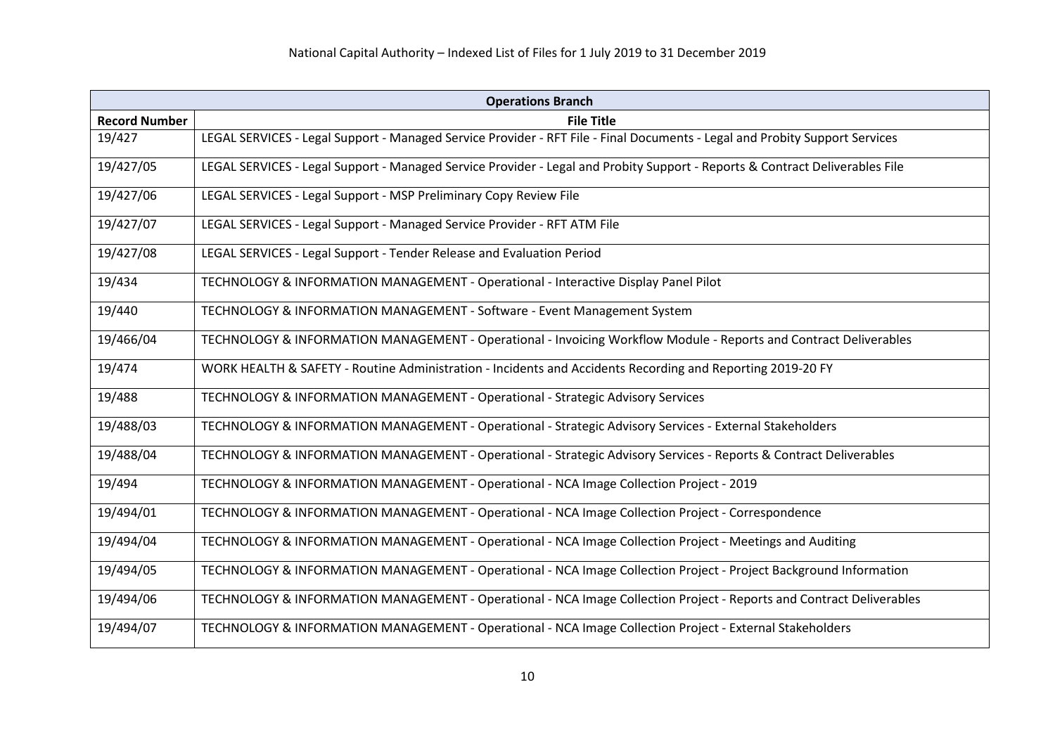National Capital Authority – Indexed List of Files for 1 July 2019 to 31 December 2019

| Operations Branch | |
|---|---|
| **Record Number** | **File Title** |
| 19/427 | LEGAL SERVICES - Legal Support - Managed Service Provider - RFT File - Final Documents - Legal and Probity Support Services |
| 19/427/05 | LEGAL SERVICES - Legal Support - Managed Service Provider - Legal and Probity Support - Reports & Contract Deliverables File |
| 19/427/06 | LEGAL SERVICES - Legal Support - MSP Preliminary Copy Review File |
| 19/427/07 | LEGAL SERVICES - Legal Support - Managed Service Provider - RFT ATM File |
| 19/427/08 | LEGAL SERVICES - Legal Support - Tender Release and Evaluation Period |
| 19/434 | TECHNOLOGY & INFORMATION MANAGEMENT - Operational - Interactive Display Panel Pilot |
| 19/440 | TECHNOLOGY & INFORMATION MANAGEMENT - Software - Event Management System |
| 19/466/04 | TECHNOLOGY & INFORMATION MANAGEMENT - Operational - Invoicing Workflow Module - Reports and Contract Deliverables |
| 19/474 | WORK HEALTH & SAFETY - Routine Administration - Incidents and Accidents Recording and Reporting 2019-20 FY |
| 19/488 | TECHNOLOGY & INFORMATION MANAGEMENT - Operational - Strategic Advisory Services |
| 19/488/03 | TECHNOLOGY & INFORMATION MANAGEMENT - Operational - Strategic Advisory Services - External Stakeholders |
| 19/488/04 | TECHNOLOGY & INFORMATION MANAGEMENT - Operational - Strategic Advisory Services - Reports & Contract Deliverables |
| 19/494 | TECHNOLOGY & INFORMATION MANAGEMENT - Operational - NCA Image Collection Project - 2019 |
| 19/494/01 | TECHNOLOGY & INFORMATION MANAGEMENT - Operational - NCA Image Collection Project - Correspondence |
| 19/494/04 | TECHNOLOGY & INFORMATION MANAGEMENT - Operational - NCA Image Collection Project - Meetings and Auditing |
| 19/494/05 | TECHNOLOGY & INFORMATION MANAGEMENT - Operational - NCA Image Collection Project - Project Background Information |
| 19/494/06 | TECHNOLOGY & INFORMATION MANAGEMENT - Operational - NCA Image Collection Project - Reports and Contract Deliverables |
| 19/494/07 | TECHNOLOGY & INFORMATION MANAGEMENT - Operational - NCA Image Collection Project - External Stakeholders |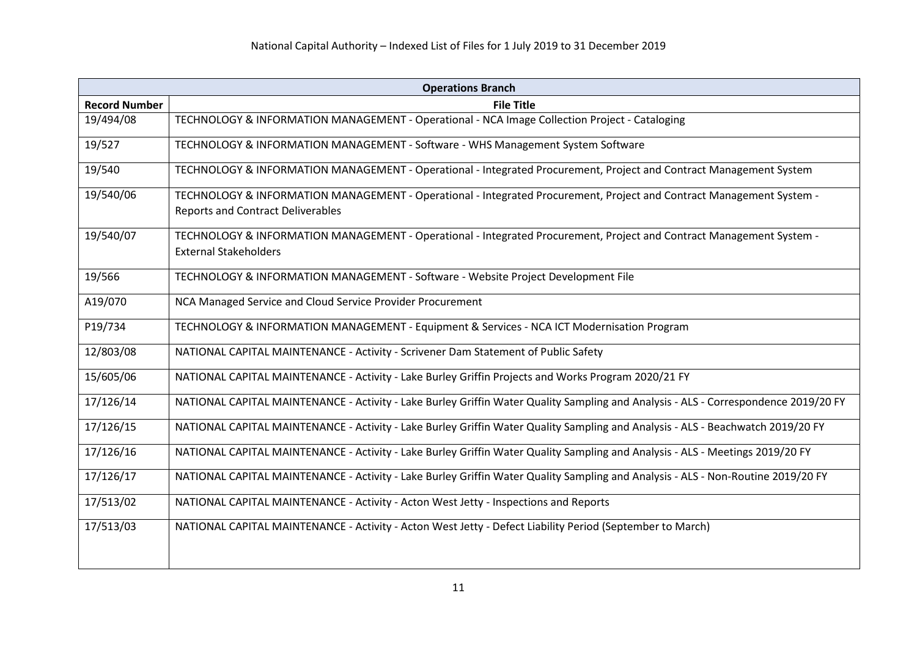| Operations Branch | |
|---|---|
| **Record Number** | **File Title** |
| 19/494/08 | TECHNOLOGY & INFORMATION MANAGEMENT - Operational - NCA Image Collection Project - Cataloging |
| 19/527 | TECHNOLOGY & INFORMATION MANAGEMENT - Software - WHS Management System Software |
| 19/540 | TECHNOLOGY & INFORMATION MANAGEMENT - Operational - Integrated Procurement, Project and Contract Management System |
| 19/540/06 | TECHNOLOGY & INFORMATION MANAGEMENT - Operational - Integrated Procurement, Project and Contract Management System - Reports and Contract Deliverables |
| 19/540/07 | TECHNOLOGY & INFORMATION MANAGEMENT - Operational - Integrated Procurement, Project and Contract Management System - External Stakeholders |
| 19/566 | TECHNOLOGY & INFORMATION MANAGEMENT - Software - Website Project Development File |
| A19/070 | NCA Managed Service and Cloud Service Provider Procurement |
| P19/734 | TECHNOLOGY & INFORMATION MANAGEMENT - Equipment & Services - NCA ICT Modernisation Program |
| 12/803/08 | NATIONAL CAPITAL MAINTENANCE - Activity - Scrivener Dam Statement of Public Safety |
| 15/605/06 | NATIONAL CAPITAL MAINTENANCE - Activity - Lake Burley Griffin Projects and Works Program 2020/21 FY |
| 17/126/14 | NATIONAL CAPITAL MAINTENANCE - Activity - Lake Burley Griffin Water Quality Sampling and Analysis - ALS - Correspondence 2019/20 FY |
| 17/126/15 | NATIONAL CAPITAL MAINTENANCE - Activity - Lake Burley Griffin Water Quality Sampling and Analysis - ALS - Beachwatch 2019/20 FY |
| 17/126/16 | NATIONAL CAPITAL MAINTENANCE - Activity - Lake Burley Griffin Water Quality Sampling and Analysis - ALS - Meetings 2019/20 FY |
| 17/126/17 | NATIONAL CAPITAL MAINTENANCE - Activity - Lake Burley Griffin Water Quality Sampling and Analysis - ALS - Non-Routine 2019/20 FY |
| 17/513/02 | NATIONAL CAPITAL MAINTENANCE - Activity - Acton West Jetty - Inspections and Reports |
| 17/513/03 | NATIONAL CAPITAL MAINTENANCE - Activity - Acton West Jetty - Defect Liability Period (September to March) |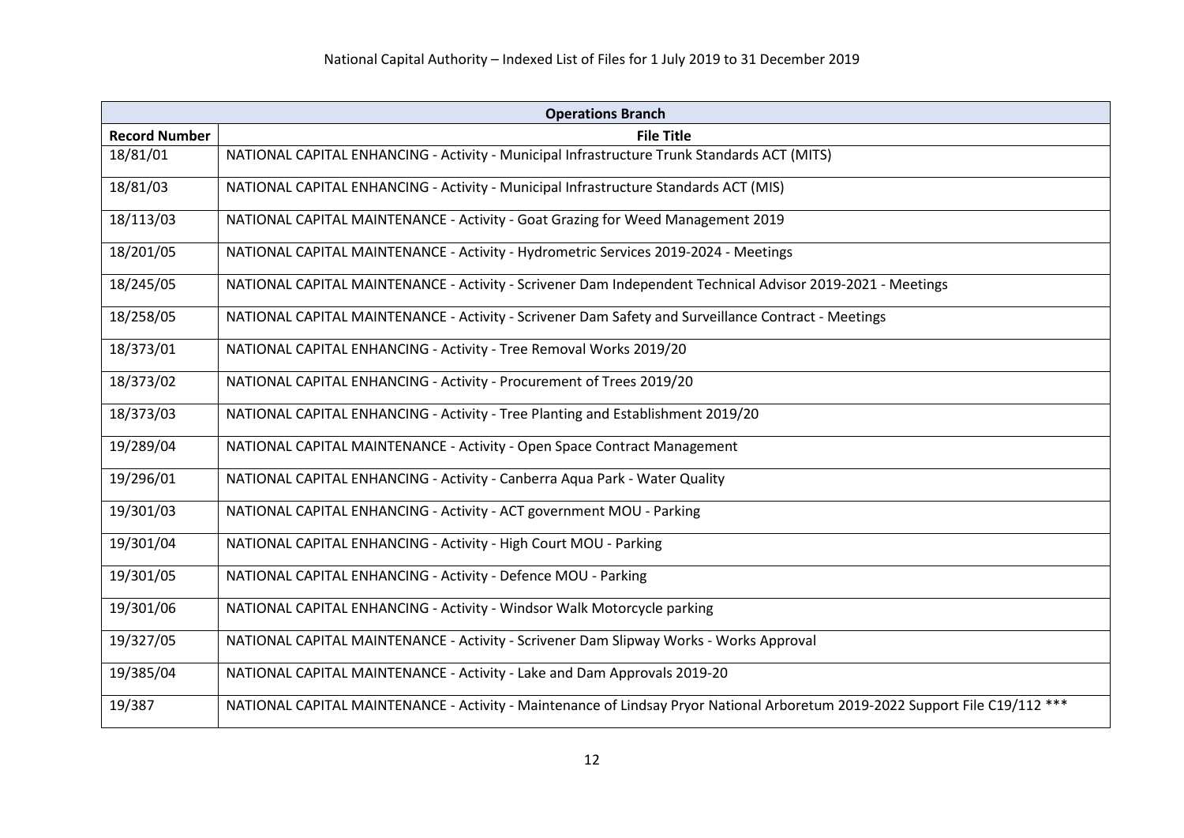| Operations Branch | |
|---|---|
| **Record Number** | **File Title** |
| 18/81/01 | NATIONAL CAPITAL ENHANCING - Activity - Municipal Infrastructure Trunk Standards ACT (MITS) |
| 18/81/03 | NATIONAL CAPITAL ENHANCING - Activity - Municipal Infrastructure Standards ACT (MIS) |
| 18/113/03 | NATIONAL CAPITAL MAINTENANCE - Activity - Goat Grazing for Weed Management 2019 |
| 18/201/05 | NATIONAL CAPITAL MAINTENANCE - Activity - Hydrometric Services 2019-2024 - Meetings |
| 18/245/05 | NATIONAL CAPITAL MAINTENANCE - Activity - Scrivener Dam Independent Technical Advisor 2019-2021 - Meetings |
| 18/258/05 | NATIONAL CAPITAL MAINTENANCE - Activity - Scrivener Dam Safety and Surveillance Contract - Meetings |
| 18/373/01 | NATIONAL CAPITAL ENHANCING - Activity - Tree Removal Works 2019/20 |
| 18/373/02 | NATIONAL CAPITAL ENHANCING - Activity - Procurement of Trees 2019/20 |
| 18/373/03 | NATIONAL CAPITAL ENHANCING - Activity - Tree Planting and Establishment 2019/20 |
| 19/289/04 | NATIONAL CAPITAL MAINTENANCE - Activity - Open Space Contract Management |
| 19/296/01 | NATIONAL CAPITAL ENHANCING - Activity - Canberra Aqua Park - Water Quality |
| 19/301/03 | NATIONAL CAPITAL ENHANCING - Activity - ACT government MOU - Parking |
| 19/301/04 | NATIONAL CAPITAL ENHANCING - Activity - High Court MOU - Parking |
| 19/301/05 | NATIONAL CAPITAL ENHANCING - Activity - Defence MOU - Parking |
| 19/301/06 | NATIONAL CAPITAL ENHANCING - Activity - Windsor Walk Motorcycle parking |
| 19/327/05 | NATIONAL CAPITAL MAINTENANCE - Activity - Scrivener Dam Slipway Works - Works Approval |
| 19/385/04 | NATIONAL CAPITAL MAINTENANCE - Activity - Lake and Dam Approvals 2019-20 |
| 19/387 | NATIONAL CAPITAL MAINTENANCE - Activity - Maintenance of Lindsay Pryor National Arboretum 2019-2022 Support File C19/112 *** |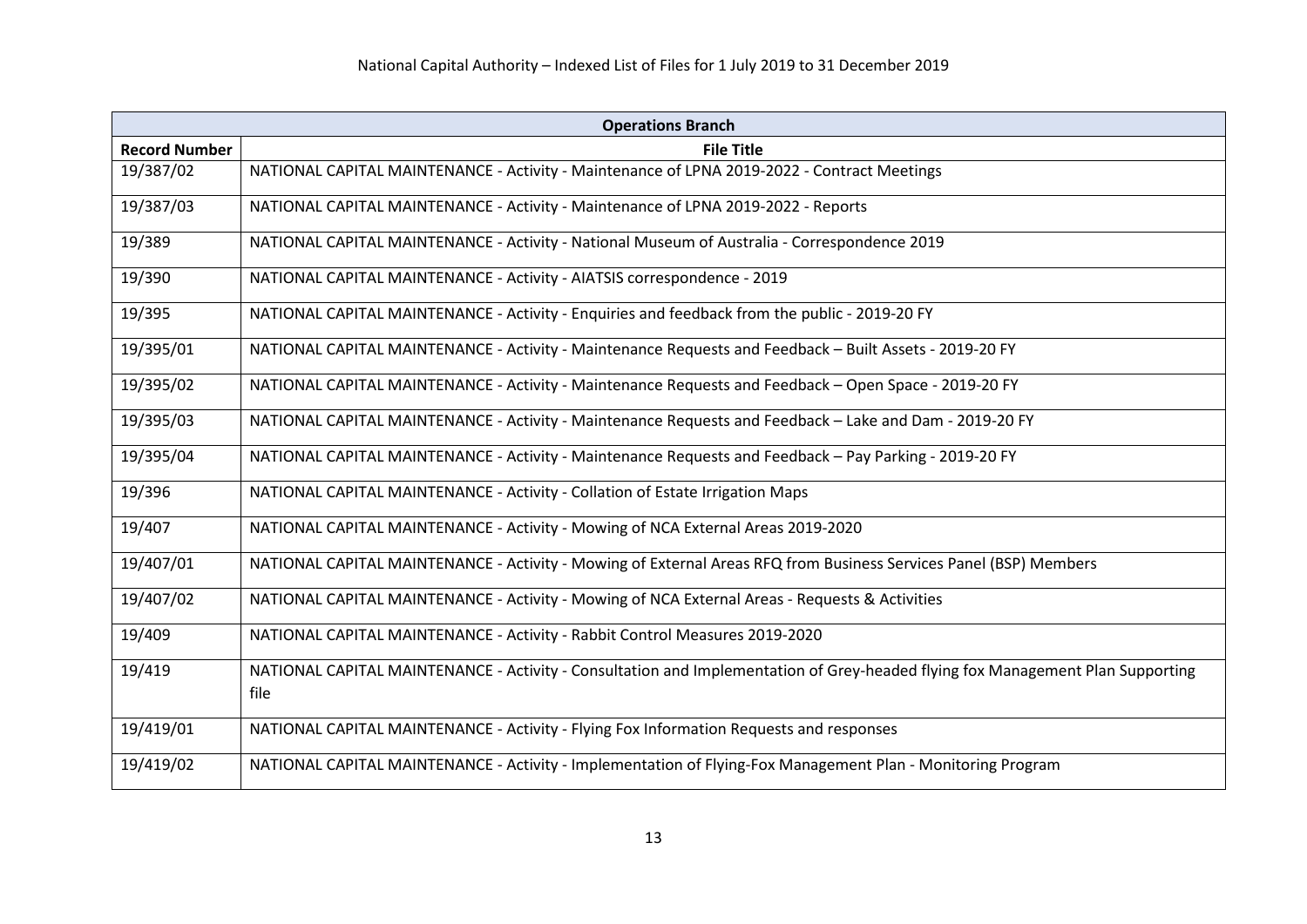| Operations Branch | |
|---|---|
| **Record Number** | **File Title** |
| 19/387/02 | NATIONAL CAPITAL MAINTENANCE - Activity - Maintenance of LPNA 2019-2022 - Contract Meetings |
| 19/387/03 | NATIONAL CAPITAL MAINTENANCE - Activity - Maintenance of LPNA 2019-2022 - Reports |
| 19/389 | NATIONAL CAPITAL MAINTENANCE - Activity - National Museum of Australia - Correspondence 2019 |
| 19/390 | NATIONAL CAPITAL MAINTENANCE - Activity - AIATSIS correspondence - 2019 |
| 19/395 | NATIONAL CAPITAL MAINTENANCE - Activity - Enquiries and feedback from the public - 2019-20 FY |
| 19/395/01 | NATIONAL CAPITAL MAINTENANCE - Activity - Maintenance Requests and Feedback – Built Assets - 2019-20 FY |
| 19/395/02 | NATIONAL CAPITAL MAINTENANCE - Activity - Maintenance Requests and Feedback – Open Space - 2019-20 FY |
| 19/395/03 | NATIONAL CAPITAL MAINTENANCE - Activity - Maintenance Requests and Feedback – Lake and Dam - 2019-20 FY |
| 19/395/04 | NATIONAL CAPITAL MAINTENANCE - Activity - Maintenance Requests and Feedback – Pay Parking - 2019-20 FY |
| 19/396 | NATIONAL CAPITAL MAINTENANCE - Activity - Collation of Estate Irrigation Maps |
| 19/407 | NATIONAL CAPITAL MAINTENANCE - Activity - Mowing of NCA External Areas 2019-2020 |
| 19/407/01 | NATIONAL CAPITAL MAINTENANCE - Activity - Mowing of External Areas RFQ from Business Services Panel (BSP) Members |
| 19/407/02 | NATIONAL CAPITAL MAINTENANCE - Activity - Mowing of NCA External Areas - Requests & Activities |
| 19/409 | NATIONAL CAPITAL MAINTENANCE - Activity - Rabbit Control Measures 2019-2020 |
| 19/419 | NATIONAL CAPITAL MAINTENANCE - Activity - Consultation and Implementation of Grey-headed flying fox Management Plan Supporting file |
| 19/419/01 | NATIONAL CAPITAL MAINTENANCE - Activity - Flying Fox Information Requests and responses |
| 19/419/02 | NATIONAL CAPITAL MAINTENANCE - Activity - Implementation of Flying-Fox Management Plan - Monitoring Program |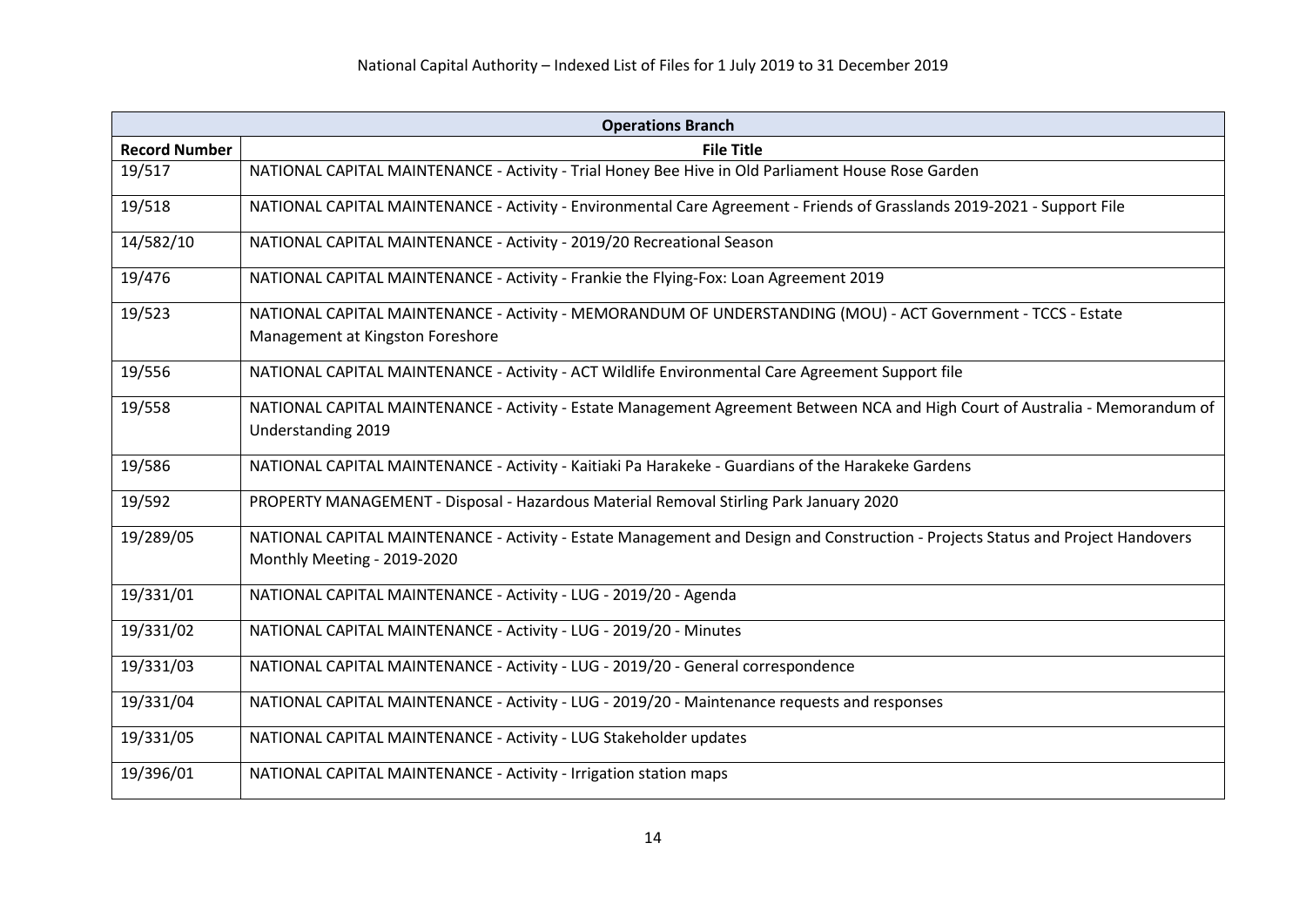| Operations Branch | |
|---|---|
| **Record Number** | **File Title** |
| 19/517 | NATIONAL CAPITAL MAINTENANCE - Activity - Trial Honey Bee Hive in Old Parliament House Rose Garden |
| 19/518 | NATIONAL CAPITAL MAINTENANCE - Activity - Environmental Care Agreement - Friends of Grasslands 2019-2021 - Support File |
| 14/582/10 | NATIONAL CAPITAL MAINTENANCE - Activity - 2019/20 Recreational Season |
| 19/476 | NATIONAL CAPITAL MAINTENANCE - Activity - Frankie the Flying-Fox: Loan Agreement 2019 |
| 19/523 | NATIONAL CAPITAL MAINTENANCE - Activity - MEMORANDUM OF UNDERSTANDING (MOU) - ACT Government - TCCS - Estate Management at Kingston Foreshore |
| 19/556 | NATIONAL CAPITAL MAINTENANCE - Activity - ACT Wildlife Environmental Care Agreement Support file |
| 19/558 | NATIONAL CAPITAL MAINTENANCE - Activity - Estate Management Agreement Between NCA and High Court of Australia - Memorandum of Understanding 2019 |
| 19/586 | NATIONAL CAPITAL MAINTENANCE - Activity - Kaitiaki Pa Harakeke - Guardians of the Harakeke Gardens |
| 19/592 | PROPERTY MANAGEMENT - Disposal - Hazardous Material Removal Stirling Park January 2020 |
| 19/289/05 | NATIONAL CAPITAL MAINTENANCE - Activity - Estate Management and Design and Construction - Projects Status and Project Handovers Monthly Meeting - 2019-2020 |
| 19/331/01 | NATIONAL CAPITAL MAINTENANCE - Activity - LUG - 2019/20 - Agenda |
| 19/331/02 | NATIONAL CAPITAL MAINTENANCE - Activity - LUG - 2019/20 - Minutes |
| 19/331/03 | NATIONAL CAPITAL MAINTENANCE - Activity - LUG - 2019/20 - General correspondence |
| 19/331/04 | NATIONAL CAPITAL MAINTENANCE - Activity - LUG - 2019/20 - Maintenance requests and responses |
| 19/331/05 | NATIONAL CAPITAL MAINTENANCE - Activity - LUG Stakeholder updates |
| 19/396/01 | NATIONAL CAPITAL MAINTENANCE - Activity - Irrigation station maps |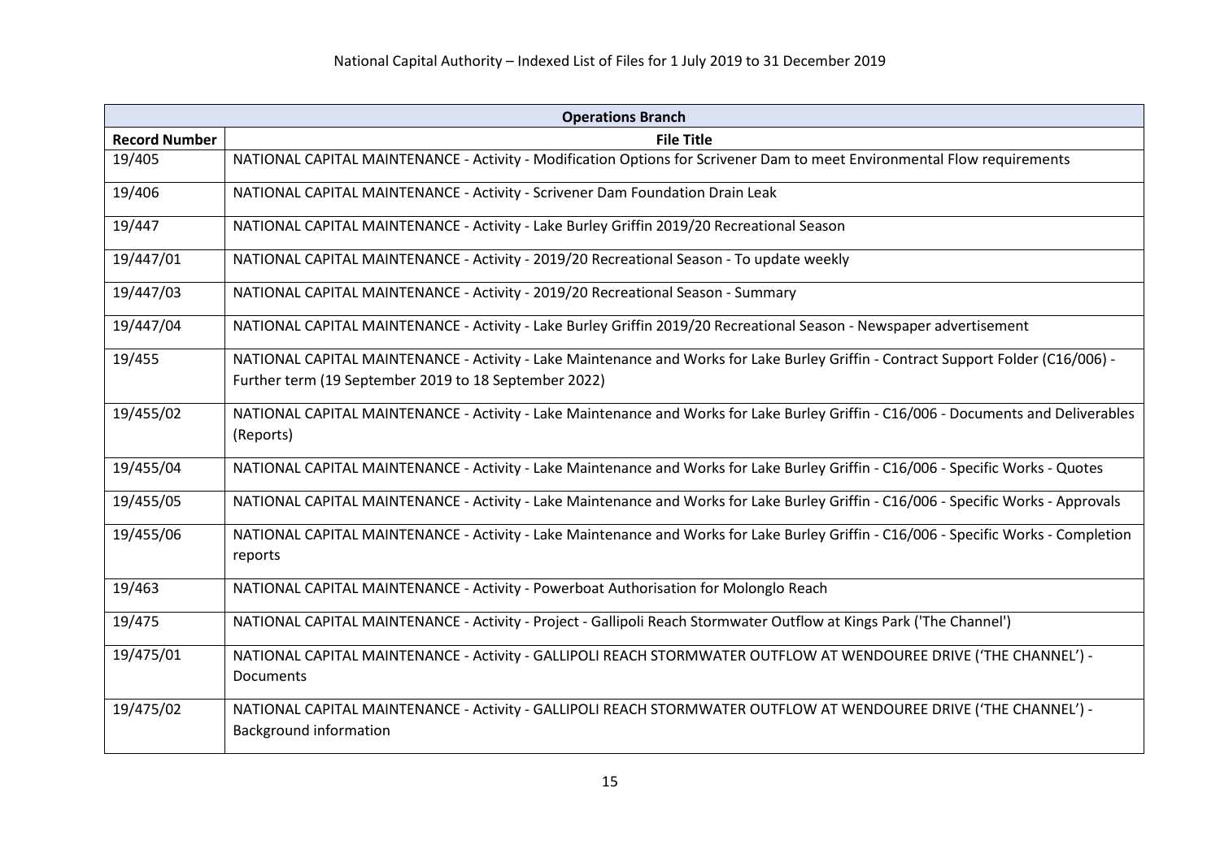| Operations Branch | |
|---|---|
| **Record Number** | **File Title** |
| 19/405 | NATIONAL CAPITAL MAINTENANCE - Activity - Modification Options for Scrivener Dam to meet Environmental Flow requirements |
| 19/406 | NATIONAL CAPITAL MAINTENANCE - Activity - Scrivener Dam Foundation Drain Leak |
| 19/447 | NATIONAL CAPITAL MAINTENANCE - Activity - Lake Burley Griffin 2019/20 Recreational Season |
| 19/447/01 | NATIONAL CAPITAL MAINTENANCE - Activity - 2019/20 Recreational Season - To update weekly |
| 19/447/03 | NATIONAL CAPITAL MAINTENANCE - Activity - 2019/20 Recreational Season - Summary |
| 19/447/04 | NATIONAL CAPITAL MAINTENANCE - Activity - Lake Burley Griffin 2019/20 Recreational Season - Newspaper advertisement |
| 19/455 | NATIONAL CAPITAL MAINTENANCE - Activity - Lake Maintenance and Works for Lake Burley Griffin - Contract Support Folder (C16/006) - Further term (19 September 2019 to 18 September 2022) |
| 19/455/02 | NATIONAL CAPITAL MAINTENANCE - Activity - Lake Maintenance and Works for Lake Burley Griffin - C16/006 - Documents and Deliverables (Reports) |
| 19/455/04 | NATIONAL CAPITAL MAINTENANCE - Activity - Lake Maintenance and Works for Lake Burley Griffin - C16/006 - Specific Works - Quotes |
| 19/455/05 | NATIONAL CAPITAL MAINTENANCE - Activity - Lake Maintenance and Works for Lake Burley Griffin - C16/006 - Specific Works - Approvals |
| 19/455/06 | NATIONAL CAPITAL MAINTENANCE - Activity - Lake Maintenance and Works for Lake Burley Griffin - C16/006 - Specific Works - Completion reports |
| 19/463 | NATIONAL CAPITAL MAINTENANCE - Activity - Powerboat Authorisation for Molonglo Reach |
| 19/475 | NATIONAL CAPITAL MAINTENANCE - Activity - Project - Gallipoli Reach Stormwater Outflow at Kings Park ('The Channel') |
| 19/475/01 | NATIONAL CAPITAL MAINTENANCE - Activity - GALLIPOLI REACH STORMWATER OUTFLOW AT WENDOUREE DRIVE ('THE CHANNEL') - Documents |
| 19/475/02 | NATIONAL CAPITAL MAINTENANCE - Activity - GALLIPOLI REACH STORMWATER OUTFLOW AT WENDOUREE DRIVE ('THE CHANNEL') - Background information |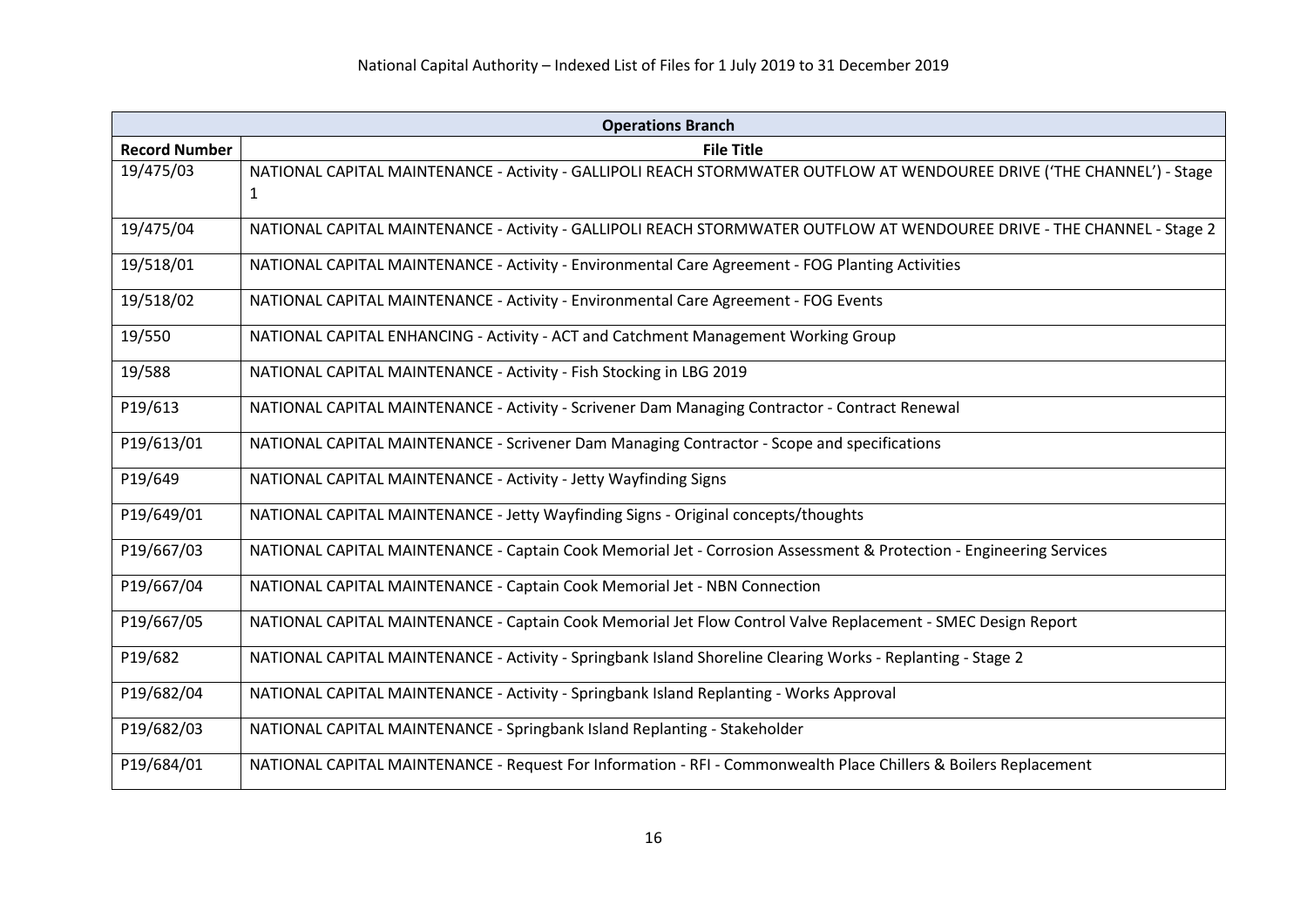| Operations Branch | |
|---|---|
| **Record Number** | **File Title** |
| 19/475/03 | NATIONAL CAPITAL MAINTENANCE - Activity - GALLIPOLI REACH STORMWATER OUTFLOW AT WENDOUREE DRIVE ('THE CHANNEL') - Stage 1 |
| 19/475/04 | NATIONAL CAPITAL MAINTENANCE - Activity - GALLIPOLI REACH STORMWATER OUTFLOW AT WENDOUREE DRIVE - THE CHANNEL - Stage 2 |
| 19/518/01 | NATIONAL CAPITAL MAINTENANCE - Activity - Environmental Care Agreement - FOG Planting Activities |
| 19/518/02 | NATIONAL CAPITAL MAINTENANCE - Activity - Environmental Care Agreement - FOG Events |
| 19/550 | NATIONAL CAPITAL ENHANCING - Activity - ACT and Catchment Management Working Group |
| 19/588 | NATIONAL CAPITAL MAINTENANCE - Activity - Fish Stocking in LBG 2019 |
| P19/613 | NATIONAL CAPITAL MAINTENANCE - Activity - Scrivener Dam Managing Contractor - Contract Renewal |
| P19/613/01 | NATIONAL CAPITAL MAINTENANCE - Scrivener Dam Managing Contractor - Scope and specifications |
| P19/649 | NATIONAL CAPITAL MAINTENANCE - Activity - Jetty Wayfinding Signs |
| P19/649/01 | NATIONAL CAPITAL MAINTENANCE - Jetty Wayfinding Signs - Original concepts/thoughts |
| P19/667/03 | NATIONAL CAPITAL MAINTENANCE - Captain Cook Memorial Jet - Corrosion Assessment & Protection - Engineering Services |
| P19/667/04 | NATIONAL CAPITAL MAINTENANCE - Captain Cook Memorial Jet - NBN Connection |
| P19/667/05 | NATIONAL CAPITAL MAINTENANCE - Captain Cook Memorial Jet Flow Control Valve Replacement - SMEC Design Report |
| P19/682 | NATIONAL CAPITAL MAINTENANCE - Activity - Springbank Island Shoreline Clearing Works - Replanting - Stage 2 |
| P19/682/04 | NATIONAL CAPITAL MAINTENANCE - Activity - Springbank Island Replanting - Works Approval |
| P19/682/03 | NATIONAL CAPITAL MAINTENANCE - Springbank Island Replanting - Stakeholder |
| P19/684/01 | NATIONAL CAPITAL MAINTENANCE - Request For Information - RFI - Commonwealth Place Chillers & Boilers Replacement |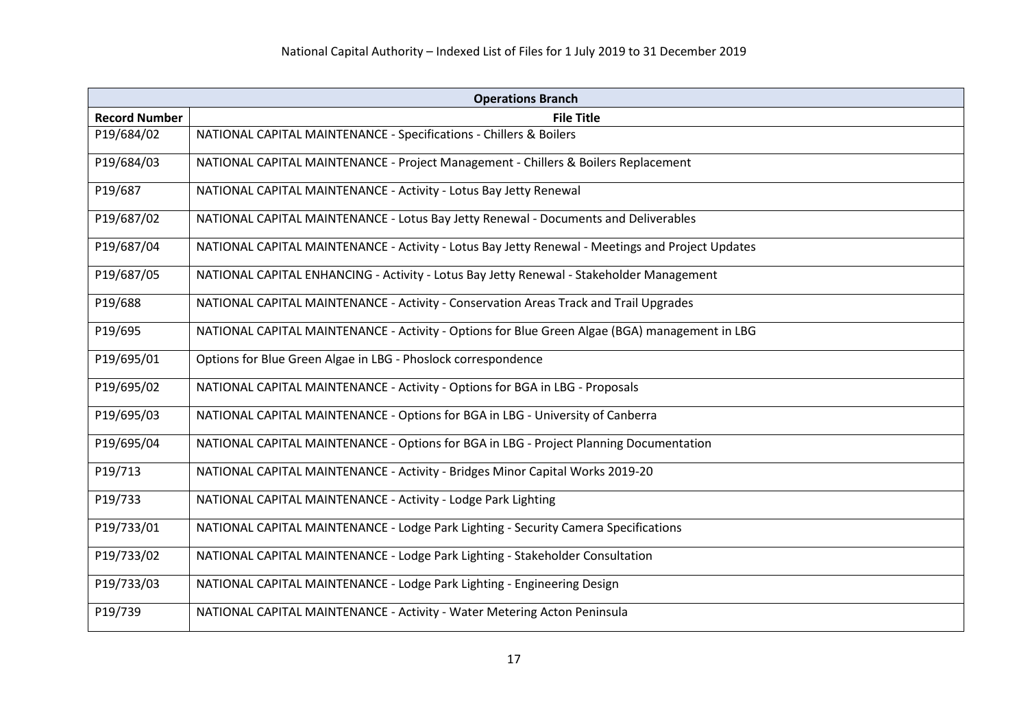| Operations Branch | |
|---|---|
| **Record Number** | **File Title** |
| P19/684/02 | NATIONAL CAPITAL MAINTENANCE - Specifications - Chillers & Boilers |
| P19/684/03 | NATIONAL CAPITAL MAINTENANCE - Project Management - Chillers & Boilers Replacement |
| P19/687 | NATIONAL CAPITAL MAINTENANCE - Activity - Lotus Bay Jetty Renewal |
| P19/687/02 | NATIONAL CAPITAL MAINTENANCE - Lotus Bay Jetty Renewal - Documents and Deliverables |
| P19/687/04 | NATIONAL CAPITAL MAINTENANCE - Activity - Lotus Bay Jetty Renewal - Meetings and Project Updates |
| P19/687/05 | NATIONAL CAPITAL ENHANCING - Activity - Lotus Bay Jetty Renewal - Stakeholder Management |
| P19/688 | NATIONAL CAPITAL MAINTENANCE - Activity - Conservation Areas Track and Trail Upgrades |
| P19/695 | NATIONAL CAPITAL MAINTENANCE - Activity - Options for Blue Green Algae (BGA) management in LBG |
| P19/695/01 | Options for Blue Green Algae in LBG - Phoslock correspondence |
| P19/695/02 | NATIONAL CAPITAL MAINTENANCE - Activity - Options for BGA in LBG - Proposals |
| P19/695/03 | NATIONAL CAPITAL MAINTENANCE - Options for BGA in LBG - University of Canberra |
| P19/695/04 | NATIONAL CAPITAL MAINTENANCE - Options for BGA in LBG - Project Planning Documentation |
| P19/713 | NATIONAL CAPITAL MAINTENANCE - Activity - Bridges Minor Capital Works 2019-20 |
| P19/733 | NATIONAL CAPITAL MAINTENANCE - Activity - Lodge Park Lighting |
| P19/733/01 | NATIONAL CAPITAL MAINTENANCE - Lodge Park Lighting - Security Camera Specifications |
| P19/733/02 | NATIONAL CAPITAL MAINTENANCE - Lodge Park Lighting - Stakeholder Consultation |
| P19/733/03 | NATIONAL CAPITAL MAINTENANCE - Lodge Park Lighting - Engineering Design |
| P19/739 | NATIONAL CAPITAL MAINTENANCE - Activity - Water Metering Acton Peninsula |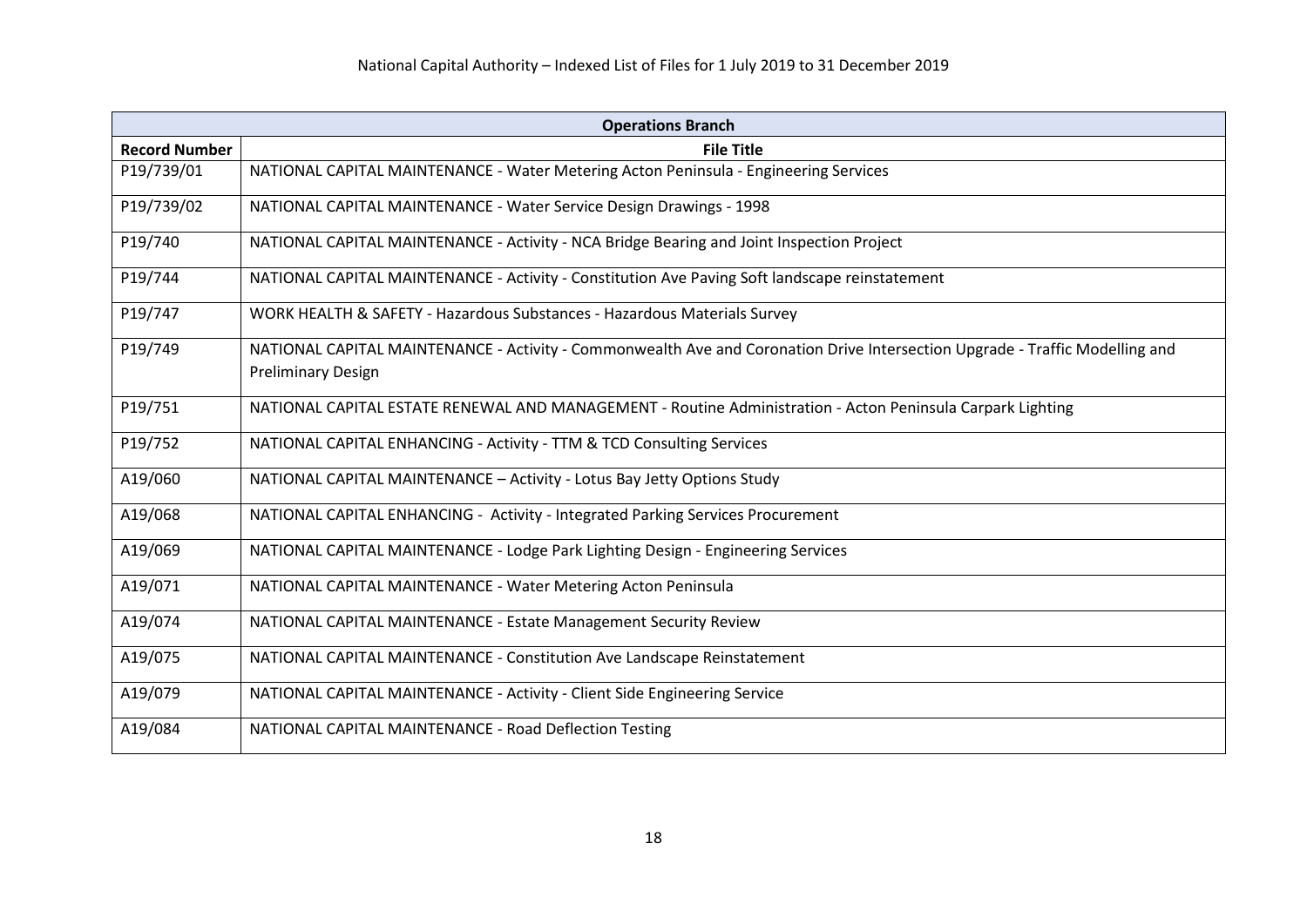| Operations Branch | |
|---|---|
| **Record Number** | **File Title** |
| P19/739/01 | NATIONAL CAPITAL MAINTENANCE - Water Metering Acton Peninsula - Engineering Services |
| P19/739/02 | NATIONAL CAPITAL MAINTENANCE - Water Service Design Drawings - 1998 |
| P19/740 | NATIONAL CAPITAL MAINTENANCE - Activity - NCA Bridge Bearing and Joint Inspection Project |
| P19/744 | NATIONAL CAPITAL MAINTENANCE - Activity - Constitution Ave Paving Soft landscape reinstatement |
| P19/747 | WORK HEALTH & SAFETY - Hazardous Substances - Hazardous Materials Survey |
| P19/749 | NATIONAL CAPITAL MAINTENANCE - Activity - Commonwealth Ave and Coronation Drive Intersection Upgrade - Traffic Modelling and Preliminary Design |
| P19/751 | NATIONAL CAPITAL ESTATE RENEWAL AND MANAGEMENT - Routine Administration - Acton Peninsula Carpark Lighting |
| P19/752 | NATIONAL CAPITAL ENHANCING - Activity - TTM & TCD Consulting Services |
| A19/060 | NATIONAL CAPITAL MAINTENANCE – Activity - Lotus Bay Jetty Options Study |
| A19/068 | NATIONAL CAPITAL ENHANCING - Activity - Integrated Parking Services Procurement |
| A19/069 | NATIONAL CAPITAL MAINTENANCE - Lodge Park Lighting Design - Engineering Services |
| A19/071 | NATIONAL CAPITAL MAINTENANCE - Water Metering Acton Peninsula |
| A19/074 | NATIONAL CAPITAL MAINTENANCE - Estate Management Security Review |
| A19/075 | NATIONAL CAPITAL MAINTENANCE - Constitution Ave Landscape Reinstatement |
| A19/079 | NATIONAL CAPITAL MAINTENANCE - Activity - Client Side Engineering Service |
| A19/084 | NATIONAL CAPITAL MAINTENANCE - Road Deflection Testing |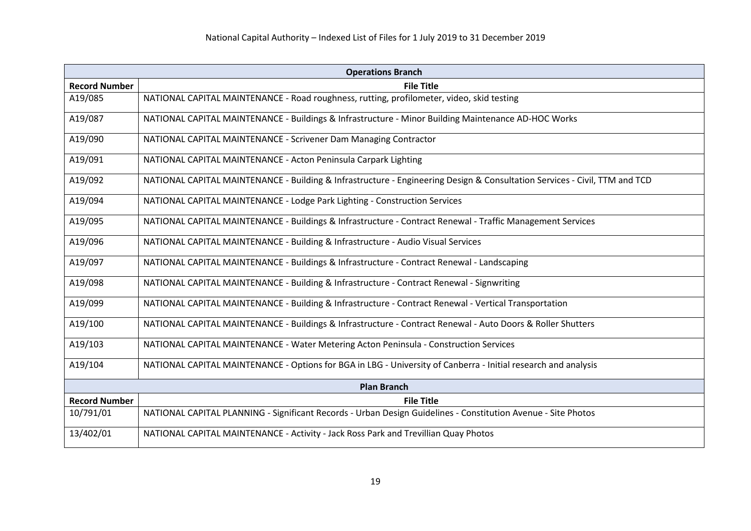| Operations Branch | |
|---|---|
| **Record Number** | **File Title** |
| A19/085 | NATIONAL CAPITAL MAINTENANCE - Road roughness, rutting, profilometer, video, skid testing |
| A19/087 | NATIONAL CAPITAL MAINTENANCE - Buildings & Infrastructure - Minor Building Maintenance AD-HOC Works |
| A19/090 | NATIONAL CAPITAL MAINTENANCE - Scrivener Dam Managing Contractor |
| A19/091 | NATIONAL CAPITAL MAINTENANCE - Acton Peninsula Carpark Lighting |
| A19/092 | NATIONAL CAPITAL MAINTENANCE - Building & Infrastructure - Engineering Design & Consultation Services - Civil, TTM and TCD |
| A19/094 | NATIONAL CAPITAL MAINTENANCE - Lodge Park Lighting - Construction Services |
| A19/095 | NATIONAL CAPITAL MAINTENANCE - Buildings & Infrastructure - Contract Renewal - Traffic Management Services |
| A19/096 | NATIONAL CAPITAL MAINTENANCE - Building & Infrastructure - Audio Visual Services |
| A19/097 | NATIONAL CAPITAL MAINTENANCE - Buildings & Infrastructure - Contract Renewal - Landscaping |
| A19/098 | NATIONAL CAPITAL MAINTENANCE - Building & Infrastructure - Contract Renewal - Signwriting |
| A19/099 | NATIONAL CAPITAL MAINTENANCE - Building & Infrastructure - Contract Renewal - Vertical Transportation |
| A19/100 | NATIONAL CAPITAL MAINTENANCE - Buildings & Infrastructure - Contract Renewal - Auto Doors & Roller Shutters |
| A19/103 | NATIONAL CAPITAL MAINTENANCE - Water Metering Acton Peninsula - Construction Services |
| A19/104 | NATIONAL CAPITAL MAINTENANCE - Options for BGA in LBG - University of Canberra - Initial research and analysis |

| Plan Branch | |
|---|---|
| **Record Number** | **File Title** |
| 10/791/01 | NATIONAL CAPITAL PLANNING - Significant Records - Urban Design Guidelines - Constitution Avenue - Site Photos |
| 13/402/01 | NATIONAL CAPITAL MAINTENANCE - Activity - Jack Ross Park and Trevillian Quay Photos |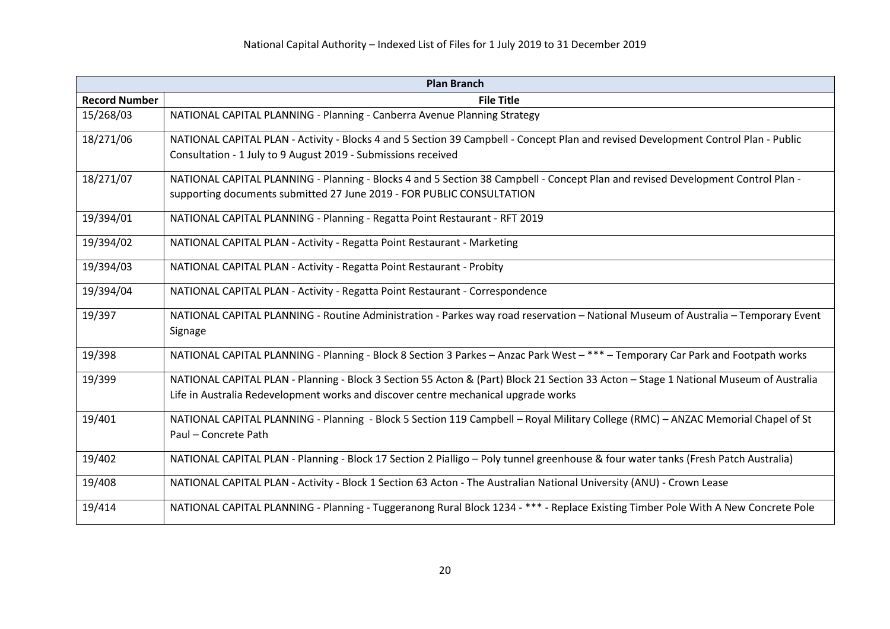National Capital Authority – Indexed List of Files for 1 July 2019 to 31 December 2019

| Plan Branch | |
|---|---|
| **Record Number** | **File Title** |
| 15/268/03 | NATIONAL CAPITAL PLANNING - Planning - Canberra Avenue Planning Strategy |
| 18/271/06 | NATIONAL CAPITAL PLAN - Activity - Blocks 4 and 5 Section 39 Campbell - Concept Plan and revised Development Control Plan - Public Consultation - 1 July to 9 August 2019 - Submissions received |
| 18/271/07 | NATIONAL CAPITAL PLANNING - Planning - Blocks 4 and 5 Section 38 Campbell - Concept Plan and revised Development Control Plan - supporting documents submitted 27 June 2019 - FOR PUBLIC CONSULTATION |
| 19/394/01 | NATIONAL CAPITAL PLANNING - Planning - Regatta Point Restaurant - RFT 2019 |
| 19/394/02 | NATIONAL CAPITAL PLAN - Activity - Regatta Point Restaurant - Marketing |
| 19/394/03 | NATIONAL CAPITAL PLAN - Activity - Regatta Point Restaurant - Probity |
| 19/394/04 | NATIONAL CAPITAL PLAN - Activity - Regatta Point Restaurant - Correspondence |
| 19/397 | NATIONAL CAPITAL PLANNING - Routine Administration - Parkes way road reservation – National Museum of Australia – Temporary Event Signage |
| 19/398 | NATIONAL CAPITAL PLANNING - Planning - Block 8 Section 3 Parkes – Anzac Park West – *** – Temporary Car Park and Footpath works |
| 19/399 | NATIONAL CAPITAL PLAN - Planning - Block 3 Section 55 Acton & (Part) Block 21 Section 33 Acton – Stage 1 National Museum of Australia Life in Australia Redevelopment works and discover centre mechanical upgrade works |
| 19/401 | NATIONAL CAPITAL PLANNING - Planning - Block 5 Section 119 Campbell – Royal Military College (RMC) – ANZAC Memorial Chapel of St Paul – Concrete Path |
| 19/402 | NATIONAL CAPITAL PLAN - Planning - Block 17 Section 2 Pialligo – Poly tunnel greenhouse & four water tanks (Fresh Patch Australia) |
| 19/408 | NATIONAL CAPITAL PLAN - Activity - Block 1 Section 63 Acton - The Australian National University (ANU) - Crown Lease |
| 19/414 | NATIONAL CAPITAL PLANNING - Planning - Tuggeranong Rural Block 1234 - *** - Replace Existing Timber Pole With A New Concrete Pole |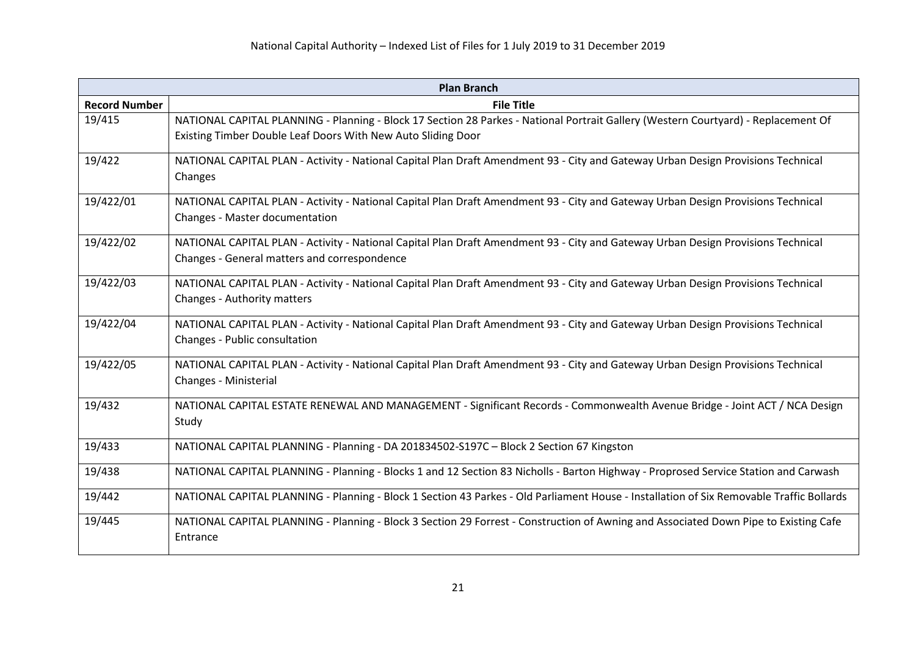| Plan Branch | |
|---|---|
| **Record Number** | **File Title** |
| 19/415 | NATIONAL CAPITAL PLANNING - Planning - Block 17 Section 28 Parkes - National Portrait Gallery (Western Courtyard) - Replacement Of Existing Timber Double Leaf Doors With New Auto Sliding Door |
| 19/422 | NATIONAL CAPITAL PLAN - Activity - National Capital Plan Draft Amendment 93 - City and Gateway Urban Design Provisions Technical Changes |
| 19/422/01 | NATIONAL CAPITAL PLAN - Activity - National Capital Plan Draft Amendment 93 - City and Gateway Urban Design Provisions Technical Changes - Master documentation |
| 19/422/02 | NATIONAL CAPITAL PLAN - Activity - National Capital Plan Draft Amendment 93 - City and Gateway Urban Design Provisions Technical Changes - General matters and correspondence |
| 19/422/03 | NATIONAL CAPITAL PLAN - Activity - National Capital Plan Draft Amendment 93 - City and Gateway Urban Design Provisions Technical Changes - Authority matters |
| 19/422/04 | NATIONAL CAPITAL PLAN - Activity - National Capital Plan Draft Amendment 93 - City and Gateway Urban Design Provisions Technical Changes - Public consultation |
| 19/422/05 | NATIONAL CAPITAL PLAN - Activity - National Capital Plan Draft Amendment 93 - City and Gateway Urban Design Provisions Technical Changes - Ministerial |
| 19/432 | NATIONAL CAPITAL ESTATE RENEWAL AND MANAGEMENT - Significant Records - Commonwealth Avenue Bridge - Joint ACT / NCA Design Study |
| 19/433 | NATIONAL CAPITAL PLANNING - Planning - DA 201834502-S197C – Block 2 Section 67 Kingston |
| 19/438 | NATIONAL CAPITAL PLANNING - Planning - Blocks 1 and 12 Section 83 Nicholls - Barton Highway - Proprosed Service Station and Carwash |
| 19/442 | NATIONAL CAPITAL PLANNING - Planning - Block 1 Section 43 Parkes - Old Parliament House - Installation of Six Removable Traffic Bollards |
| 19/445 | NATIONAL CAPITAL PLANNING - Planning - Block 3 Section 29 Forrest - Construction of Awning and Associated Down Pipe to Existing Cafe Entrance |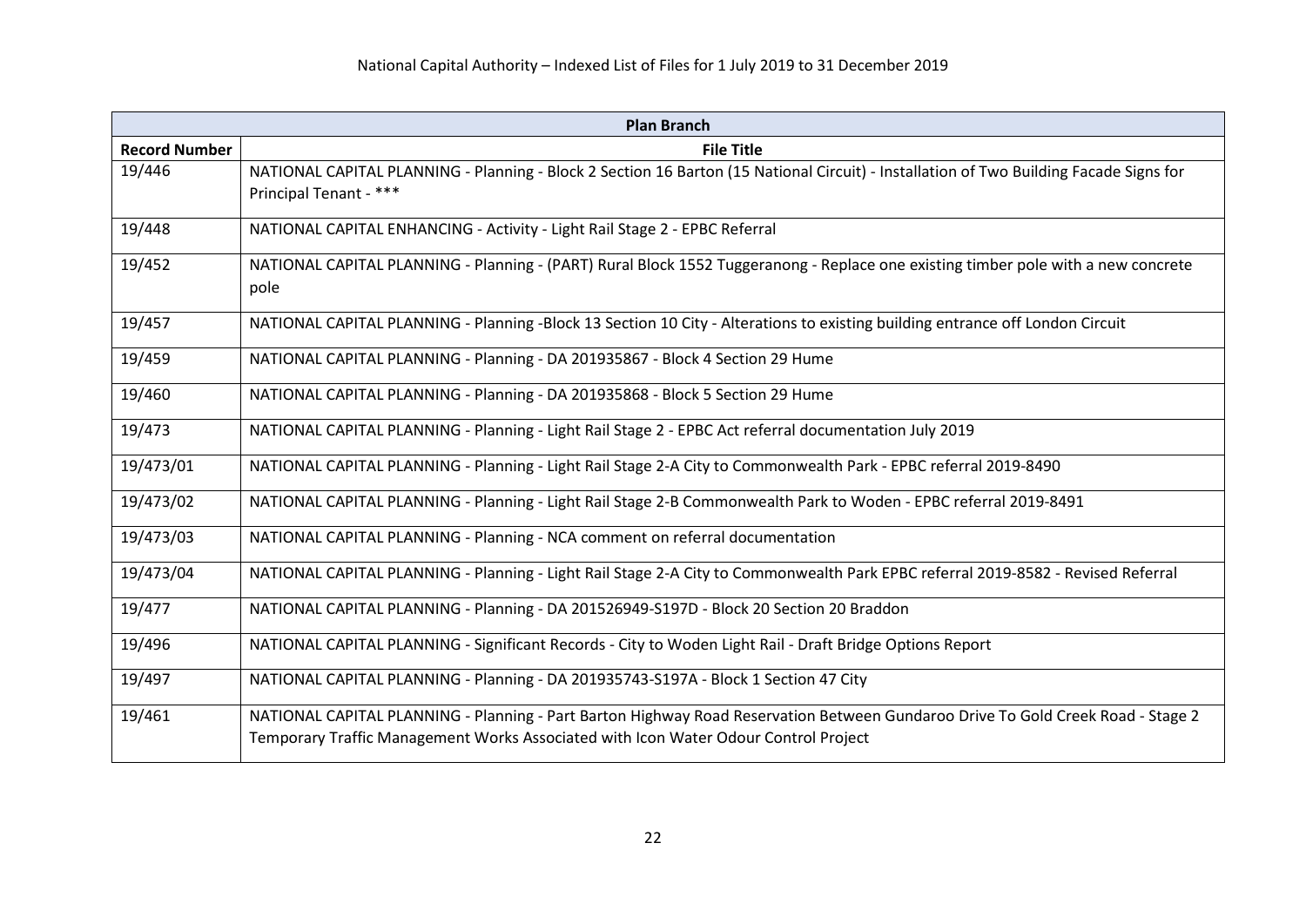| Plan Branch | |
|---|---|
| **Record Number** | **File Title** |
| 19/446 | NATIONAL CAPITAL PLANNING - Planning - Block 2 Section 16 Barton (15 National Circuit) - Installation of Two Building Facade Signs for Principal Tenant - *** |
| 19/448 | NATIONAL CAPITAL ENHANCING - Activity - Light Rail Stage 2 - EPBC Referral |
| 19/452 | NATIONAL CAPITAL PLANNING - Planning - (PART) Rural Block 1552 Tuggeranong - Replace one existing timber pole with a new concrete pole |
| 19/457 | NATIONAL CAPITAL PLANNING - Planning -Block 13 Section 10 City - Alterations to existing building entrance off London Circuit |
| 19/459 | NATIONAL CAPITAL PLANNING - Planning - DA 201935867 - Block 4 Section 29 Hume |
| 19/460 | NATIONAL CAPITAL PLANNING - Planning - DA 201935868 - Block 5 Section 29 Hume |
| 19/473 | NATIONAL CAPITAL PLANNING - Planning - Light Rail Stage 2 - EPBC Act referral documentation July 2019 |
| 19/473/01 | NATIONAL CAPITAL PLANNING - Planning - Light Rail Stage 2-A City to Commonwealth Park - EPBC referral 2019-8490 |
| 19/473/02 | NATIONAL CAPITAL PLANNING - Planning - Light Rail Stage 2-B Commonwealth Park to Woden - EPBC referral 2019-8491 |
| 19/473/03 | NATIONAL CAPITAL PLANNING - Planning - NCA comment on referral documentation |
| 19/473/04 | NATIONAL CAPITAL PLANNING - Planning - Light Rail Stage 2-A City to Commonwealth Park EPBC referral 2019-8582 - Revised Referral |
| 19/477 | NATIONAL CAPITAL PLANNING - Planning - DA 201526949-S197D - Block 20 Section 20 Braddon |
| 19/496 | NATIONAL CAPITAL PLANNING - Significant Records - City to Woden Light Rail - Draft Bridge Options Report |
| 19/497 | NATIONAL CAPITAL PLANNING - Planning - DA 201935743-S197A - Block 1 Section 47 City |
| 19/461 | NATIONAL CAPITAL PLANNING - Planning - Part Barton Highway Road Reservation Between Gundaroo Drive To Gold Creek Road - Stage 2 Temporary Traffic Management Works Associated with Icon Water Odour Control Project |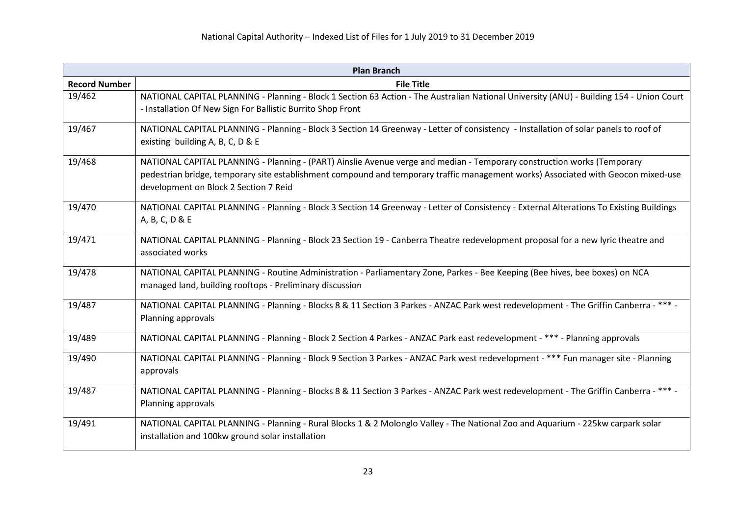National Capital Authority – Indexed List of Files for 1 July 2019 to 31 December 2019

| Plan Branch | |
|---|---|
| **Record Number** | **File Title** |
| 19/462 | NATIONAL CAPITAL PLANNING - Planning - Block 1 Section 63 Action - The Australian National University (ANU) - Building 154 - Union Court - Installation Of New Sign For Ballistic Burrito Shop Front |
| 19/467 | NATIONAL CAPITAL PLANNING - Planning - Block 3 Section 14 Greenway - Letter of consistency - Installation of solar panels to roof of existing building A, B, C, D & E |
| 19/468 | NATIONAL CAPITAL PLANNING - Planning - (PART) Ainslie Avenue verge and median - Temporary construction works (Temporary pedestrian bridge, temporary site establishment compound and temporary traffic management works) Associated with Geocon mixed-use development on Block 2 Section 7 Reid |
| 19/470 | NATIONAL CAPITAL PLANNING - Planning - Block 3 Section 14 Greenway - Letter of Consistency - External Alterations To Existing Buildings A, B, C, D & E |
| 19/471 | NATIONAL CAPITAL PLANNING - Planning - Block 23 Section 19 - Canberra Theatre redevelopment proposal for a new lyric theatre and associated works |
| 19/478 | NATIONAL CAPITAL PLANNING - Routine Administration - Parliamentary Zone, Parkes - Bee Keeping (Bee hives, bee boxes) on NCA managed land, building rooftops - Preliminary discussion |
| 19/487 | NATIONAL CAPITAL PLANNING - Planning - Blocks 8 & 11 Section 3 Parkes - ANZAC Park west redevelopment - The Griffin Canberra - *** - Planning approvals |
| 19/489 | NATIONAL CAPITAL PLANNING - Planning - Block 2 Section 4 Parkes - ANZAC Park east redevelopment - *** - Planning approvals |
| 19/490 | NATIONAL CAPITAL PLANNING - Planning - Block 9 Section 3 Parkes - ANZAC Park west redevelopment - *** Fun manager site - Planning approvals |
| 19/487 | NATIONAL CAPITAL PLANNING - Planning - Blocks 8 & 11 Section 3 Parkes - ANZAC Park west redevelopment - The Griffin Canberra - *** - Planning approvals |
| 19/491 | NATIONAL CAPITAL PLANNING - Planning - Rural Blocks 1 & 2 Molonglo Valley - The National Zoo and Aquarium - 225kw carpark solar installation and 100kw ground solar installation |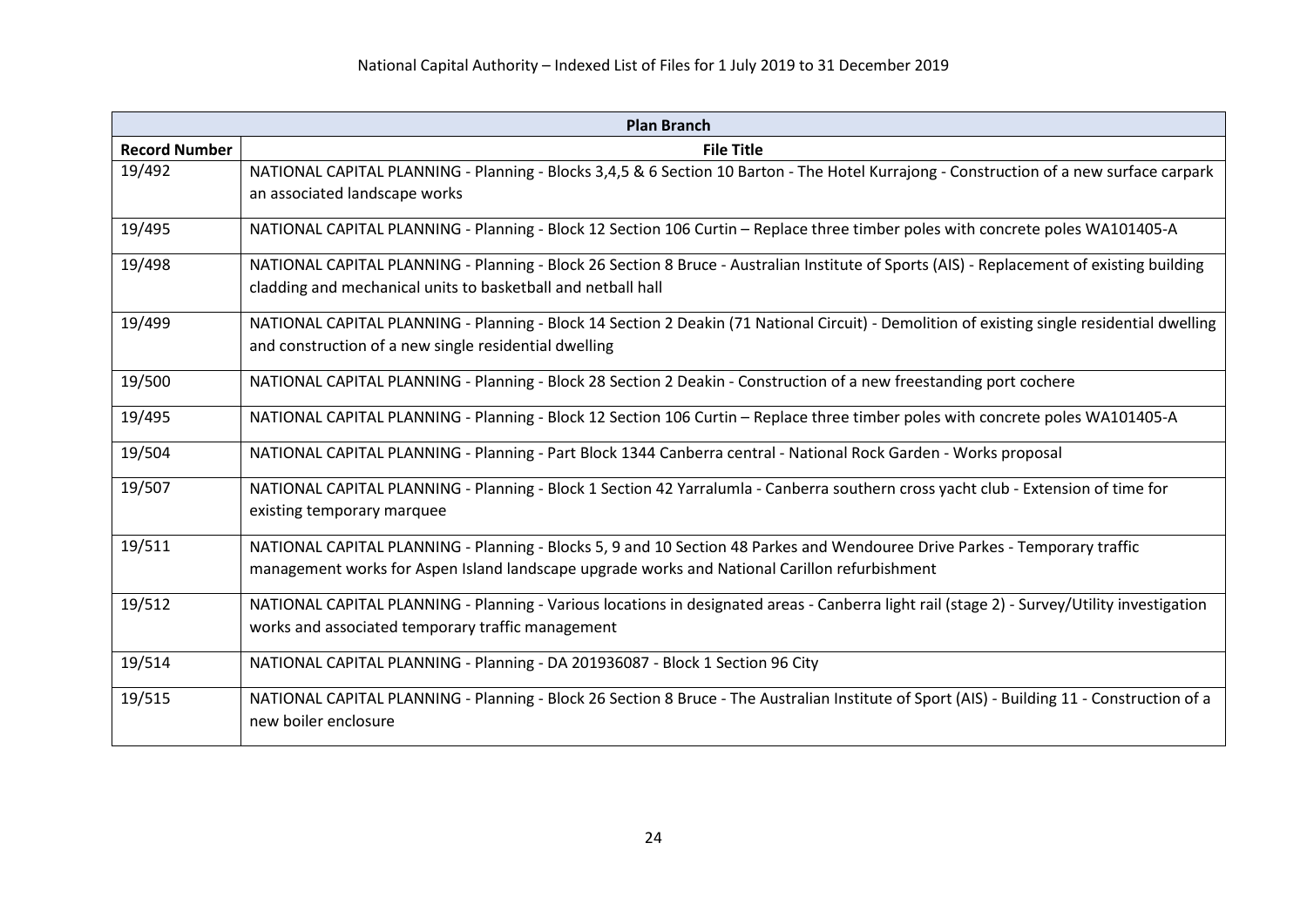| Plan Branch | |
|---|---|
| **Record Number** | **File Title** |
| 19/492 | NATIONAL CAPITAL PLANNING - Planning - Blocks 3,4,5 & 6 Section 10 Barton - The Hotel Kurrajong - Construction of a new surface carpark an associated landscape works |
| 19/495 | NATIONAL CAPITAL PLANNING - Planning - Block 12 Section 106 Curtin – Replace three timber poles with concrete poles WA101405-A |
| 19/498 | NATIONAL CAPITAL PLANNING - Planning - Block 26 Section 8 Bruce - Australian Institute of Sports (AIS) - Replacement of existing building cladding and mechanical units to basketball and netball hall |
| 19/499 | NATIONAL CAPITAL PLANNING - Planning - Block 14 Section 2 Deakin (71 National Circuit) - Demolition of existing single residential dwelling and construction of a new single residential dwelling |
| 19/500 | NATIONAL CAPITAL PLANNING - Planning - Block 28 Section 2 Deakin - Construction of a new freestanding port cochere |
| 19/495 | NATIONAL CAPITAL PLANNING - Planning - Block 12 Section 106 Curtin – Replace three timber poles with concrete poles WA101405-A |
| 19/504 | NATIONAL CAPITAL PLANNING - Planning - Part Block 1344 Canberra central - National Rock Garden - Works proposal |
| 19/507 | NATIONAL CAPITAL PLANNING - Planning - Block 1 Section 42 Yarralumla - Canberra southern cross yacht club - Extension of time for existing temporary marquee |
| 19/511 | NATIONAL CAPITAL PLANNING - Planning - Blocks 5, 9 and 10 Section 48 Parkes and Wendouree Drive Parkes - Temporary traffic management works for Aspen Island landscape upgrade works and National Carillon refurbishment |
| 19/512 | NATIONAL CAPITAL PLANNING - Planning - Various locations in designated areas - Canberra light rail (stage 2) - Survey/Utility investigation works and associated temporary traffic management |
| 19/514 | NATIONAL CAPITAL PLANNING - Planning - DA 201936087 - Block 1 Section 96 City |
| 19/515 | NATIONAL CAPITAL PLANNING - Planning - Block 26 Section 8 Bruce - The Australian Institute of Sport (AIS) - Building 11 - Construction of a new boiler enclosure |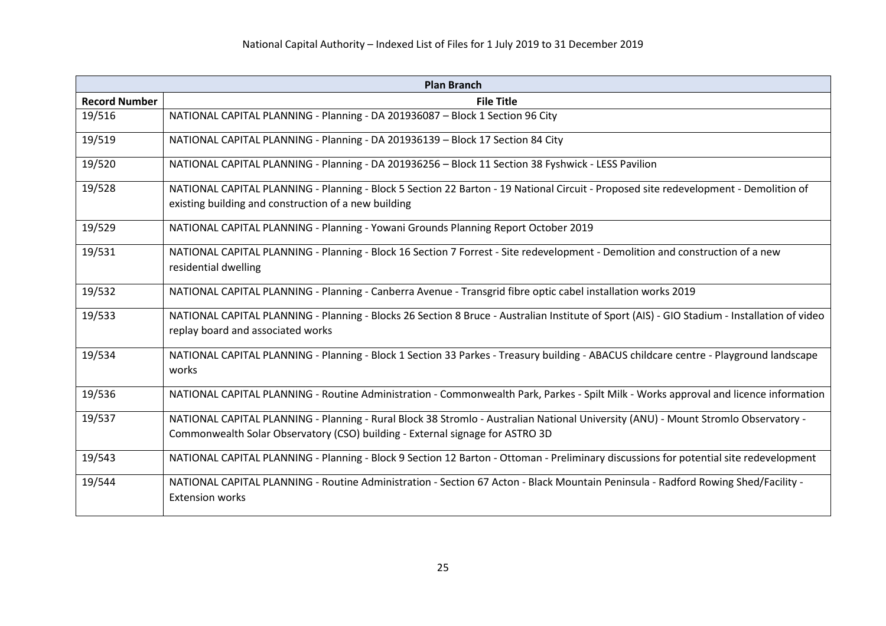| Plan Branch | |
|---|---|
| **Record Number** | **File Title** |
| 19/516 | NATIONAL CAPITAL PLANNING - Planning - DA 201936087 – Block 1 Section 96 City |
| 19/519 | NATIONAL CAPITAL PLANNING - Planning - DA 201936139 – Block 17 Section 84 City |
| 19/520 | NATIONAL CAPITAL PLANNING - Planning - DA 201936256 – Block 11 Section 38 Fyshwick - LESS Pavilion |
| 19/528 | NATIONAL CAPITAL PLANNING - Planning - Block 5 Section 22 Barton - 19 National Circuit - Proposed site redevelopment - Demolition of existing building and construction of a new building |
| 19/529 | NATIONAL CAPITAL PLANNING - Planning - Yowani Grounds Planning Report October 2019 |
| 19/531 | NATIONAL CAPITAL PLANNING - Planning - Block 16 Section 7 Forrest - Site redevelopment - Demolition and construction of a new residential dwelling |
| 19/532 | NATIONAL CAPITAL PLANNING - Planning - Canberra Avenue - Transgrid fibre optic cabel installation works 2019 |
| 19/533 | NATIONAL CAPITAL PLANNING - Planning - Blocks 26 Section 8 Bruce - Australian Institute of Sport (AIS) - GIO Stadium - Installation of video replay board and associated works |
| 19/534 | NATIONAL CAPITAL PLANNING - Planning - Block 1 Section 33 Parkes - Treasury building - ABACUS childcare centre - Playground landscape works |
| 19/536 | NATIONAL CAPITAL PLANNING - Routine Administration - Commonwealth Park, Parkes - Spilt Milk - Works approval and licence information |
| 19/537 | NATIONAL CAPITAL PLANNING - Planning - Rural Block 38 Stromlo - Australian National University (ANU) - Mount Stromlo Observatory - Commonwealth Solar Observatory (CSO) building - External signage for ASTRO 3D |
| 19/543 | NATIONAL CAPITAL PLANNING - Planning - Block 9 Section 12 Barton - Ottoman - Preliminary discussions for potential site redevelopment |
| 19/544 | NATIONAL CAPITAL PLANNING - Routine Administration - Section 67 Acton - Black Mountain Peninsula - Radford Rowing Shed/Facility - Extension works |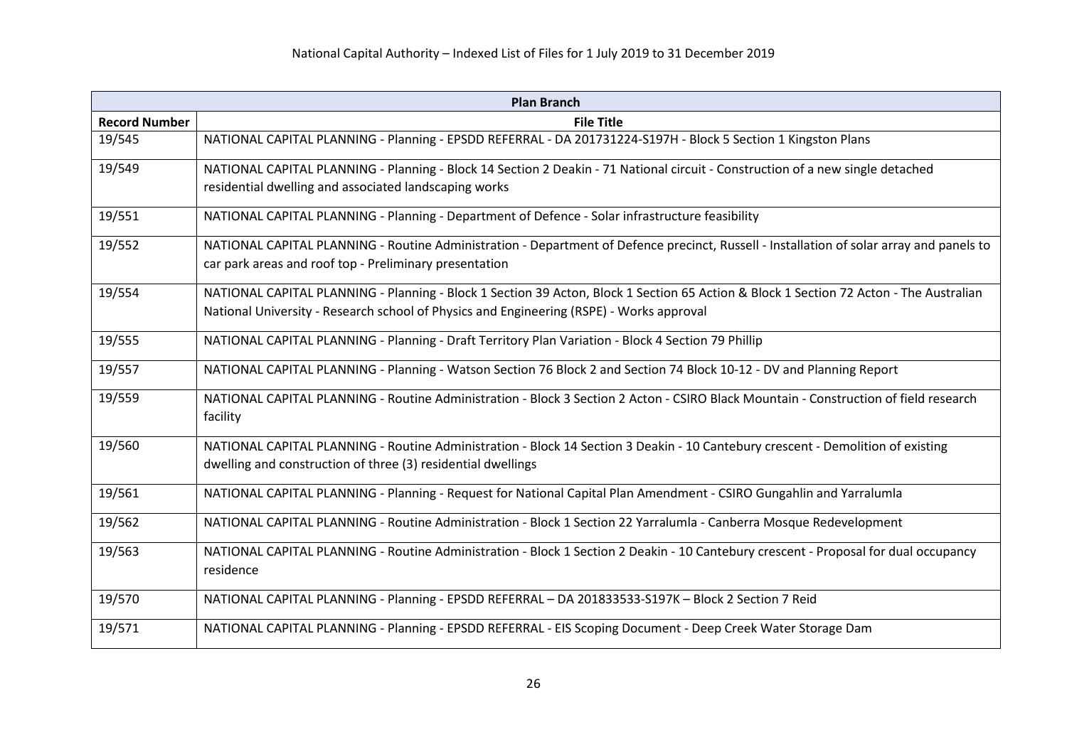| Plan Branch | |
|---|---|
| **Record Number** | **File Title** |
| 19/545 | NATIONAL CAPITAL PLANNING - Planning - EPSDD REFERRAL - DA 201731224-S197H - Block 5 Section 1 Kingston Plans |
| 19/549 | NATIONAL CAPITAL PLANNING - Planning - Block 14 Section 2 Deakin - 71 National circuit - Construction of a new single detached residential dwelling and associated landscaping works |
| 19/551 | NATIONAL CAPITAL PLANNING - Planning - Department of Defence - Solar infrastructure feasibility |
| 19/552 | NATIONAL CAPITAL PLANNING - Routine Administration - Department of Defence precinct, Russell - Installation of solar array and panels to car park areas and roof top - Preliminary presentation |
| 19/554 | NATIONAL CAPITAL PLANNING - Planning - Block 1 Section 39 Acton, Block 1 Section 65 Action & Block 1 Section 72 Acton - The Australian National University - Research school of Physics and Engineering (RSPE) - Works approval |
| 19/555 | NATIONAL CAPITAL PLANNING - Planning - Draft Territory Plan Variation - Block 4 Section 79 Phillip |
| 19/557 | NATIONAL CAPITAL PLANNING - Planning - Watson Section 76 Block 2 and Section 74 Block 10-12 - DV and Planning Report |
| 19/559 | NATIONAL CAPITAL PLANNING - Routine Administration - Block 3 Section 2 Acton - CSIRO Black Mountain - Construction of field research facility |
| 19/560 | NATIONAL CAPITAL PLANNING - Routine Administration - Block 14 Section 3 Deakin - 10 Cantebury crescent - Demolition of existing dwelling and construction of three (3) residential dwellings |
| 19/561 | NATIONAL CAPITAL PLANNING - Planning - Request for National Capital Plan Amendment - CSIRO Gungahlin and Yarralumla |
| 19/562 | NATIONAL CAPITAL PLANNING - Routine Administration - Block 1 Section 22 Yarralumla - Canberra Mosque Redevelopment |
| 19/563 | NATIONAL CAPITAL PLANNING - Routine Administration - Block 1 Section 2 Deakin - 10 Cantebury crescent - Proposal for dual occupancy residence |
| 19/570 | NATIONAL CAPITAL PLANNING - Planning - EPSDD REFERRAL – DA 201833533-S197K – Block 2 Section 7 Reid |
| 19/571 | NATIONAL CAPITAL PLANNING - Planning - EPSDD REFERRAL - EIS Scoping Document - Deep Creek Water Storage Dam |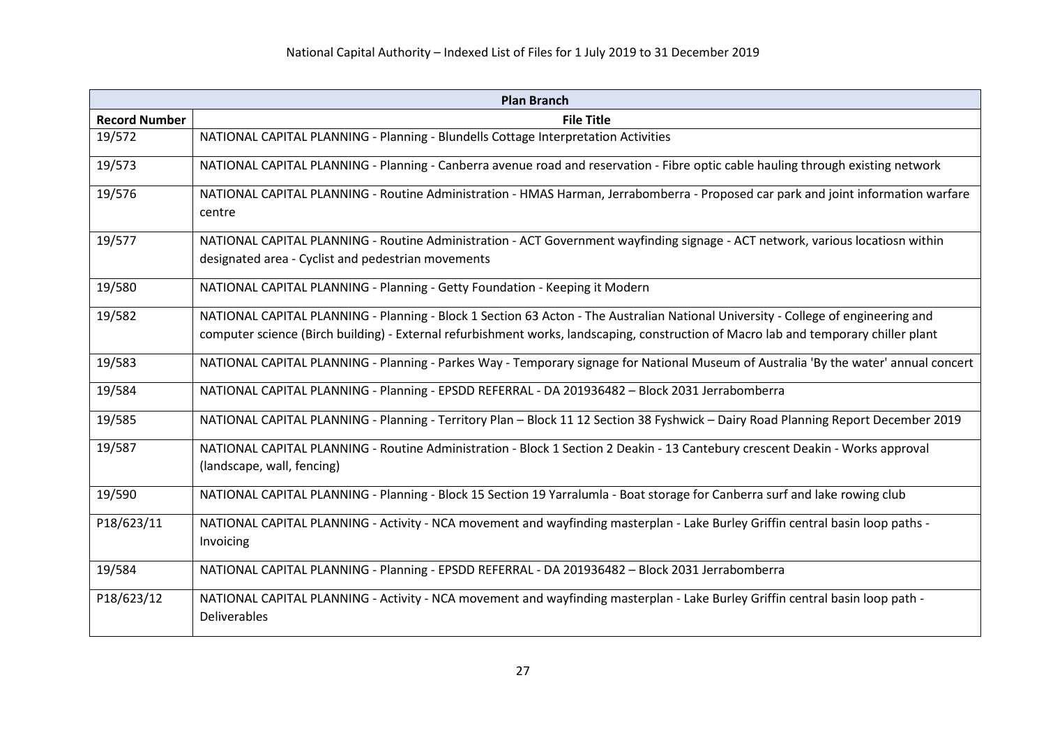| Plan Branch | |
|---|---|
| **Record Number** | **File Title** |
| 19/572 | NATIONAL CAPITAL PLANNING - Planning - Blundells Cottage Interpretation Activities |
| 19/573 | NATIONAL CAPITAL PLANNING - Planning - Canberra avenue road and reservation - Fibre optic cable hauling through existing network |
| 19/576 | NATIONAL CAPITAL PLANNING - Routine Administration - HMAS Harman, Jerrabomberra - Proposed car park and joint information warfare centre |
| 19/577 | NATIONAL CAPITAL PLANNING - Routine Administration - ACT Government wayfinding signage - ACT network, various locatiosn within designated area - Cyclist and pedestrian movements |
| 19/580 | NATIONAL CAPITAL PLANNING - Planning - Getty Foundation - Keeping it Modern |
| 19/582 | NATIONAL CAPITAL PLANNING - Planning - Block 1 Section 63 Acton - The Australian National University - College of engineering and computer science (Birch building) - External refurbishment works, landscaping, construction of Macro lab and temporary chiller plant |
| 19/583 | NATIONAL CAPITAL PLANNING - Planning - Parkes Way - Temporary signage for National Museum of Australia 'By the water' annual concert |
| 19/584 | NATIONAL CAPITAL PLANNING - Planning - EPSDD REFERRAL - DA 201936482 – Block 2031 Jerrabomberra |
| 19/585 | NATIONAL CAPITAL PLANNING - Planning - Territory Plan – Block 11 12 Section 38 Fyshwick – Dairy Road Planning Report December 2019 |
| 19/587 | NATIONAL CAPITAL PLANNING - Routine Administration - Block 1 Section 2 Deakin - 13 Cantebury crescent Deakin - Works approval (landscape, wall, fencing) |
| 19/590 | NATIONAL CAPITAL PLANNING - Planning - Block 15 Section 19 Yarralumla - Boat storage for Canberra surf and lake rowing club |
| P18/623/11 | NATIONAL CAPITAL PLANNING - Activity - NCA movement and wayfinding masterplan - Lake Burley Griffin central basin loop paths - Invoicing |
| 19/584 | NATIONAL CAPITAL PLANNING - Planning - EPSDD REFERRAL - DA 201936482 – Block 2031 Jerrabomberra |
| P18/623/12 | NATIONAL CAPITAL PLANNING - Activity - NCA movement and wayfinding masterplan - Lake Burley Griffin central basin loop path - Deliverables |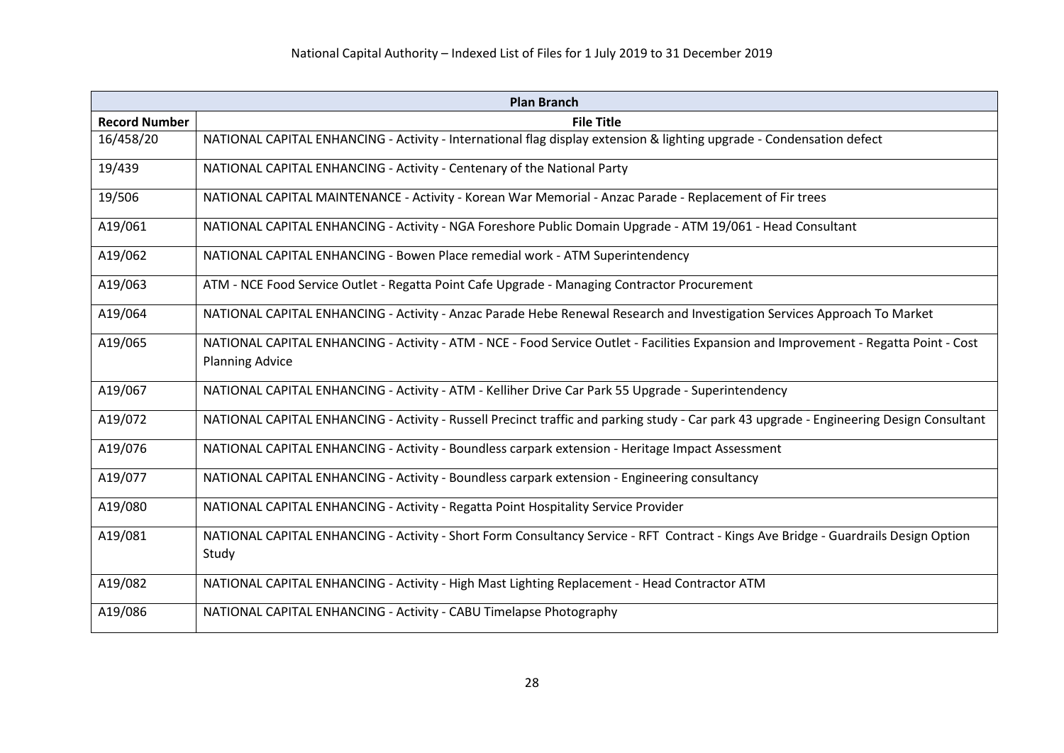| Plan Branch | |
|---|---|
| **Record Number** | **File Title** |
| 16/458/20 | NATIONAL CAPITAL ENHANCING - Activity - International flag display extension & lighting upgrade - Condensation defect |
| 19/439 | NATIONAL CAPITAL ENHANCING - Activity - Centenary of the National Party |
| 19/506 | NATIONAL CAPITAL MAINTENANCE - Activity - Korean War Memorial - Anzac Parade - Replacement of Fir trees |
| A19/061 | NATIONAL CAPITAL ENHANCING - Activity - NGA Foreshore Public Domain Upgrade - ATM 19/061 - Head Consultant |
| A19/062 | NATIONAL CAPITAL ENHANCING - Bowen Place remedial work - ATM Superintendency |
| A19/063 | ATM - NCE Food Service Outlet - Regatta Point Cafe Upgrade - Managing Contractor Procurement |
| A19/064 | NATIONAL CAPITAL ENHANCING - Activity - Anzac Parade Hebe Renewal Research and Investigation Services Approach To Market |
| A19/065 | NATIONAL CAPITAL ENHANCING - Activity - ATM - NCE - Food Service Outlet - Facilities Expansion and Improvement - Regatta Point - Cost Planning Advice |
| A19/067 | NATIONAL CAPITAL ENHANCING - Activity - ATM - Kelliher Drive Car Park 55 Upgrade - Superintendency |
| A19/072 | NATIONAL CAPITAL ENHANCING - Activity - Russell Precinct traffic and parking study - Car park 43 upgrade - Engineering Design Consultant |
| A19/076 | NATIONAL CAPITAL ENHANCING - Activity - Boundless carpark extension - Heritage Impact Assessment |
| A19/077 | NATIONAL CAPITAL ENHANCING - Activity - Boundless carpark extension - Engineering consultancy |
| A19/080 | NATIONAL CAPITAL ENHANCING - Activity - Regatta Point Hospitality Service Provider |
| A19/081 | NATIONAL CAPITAL ENHANCING - Activity - Short Form Consultancy Service - RFT Contract - Kings Ave Bridge - Guardrails Design Option Study |
| A19/082 | NATIONAL CAPITAL ENHANCING - Activity - High Mast Lighting Replacement - Head Contractor ATM |
| A19/086 | NATIONAL CAPITAL ENHANCING - Activity - CABU Timelapse Photography |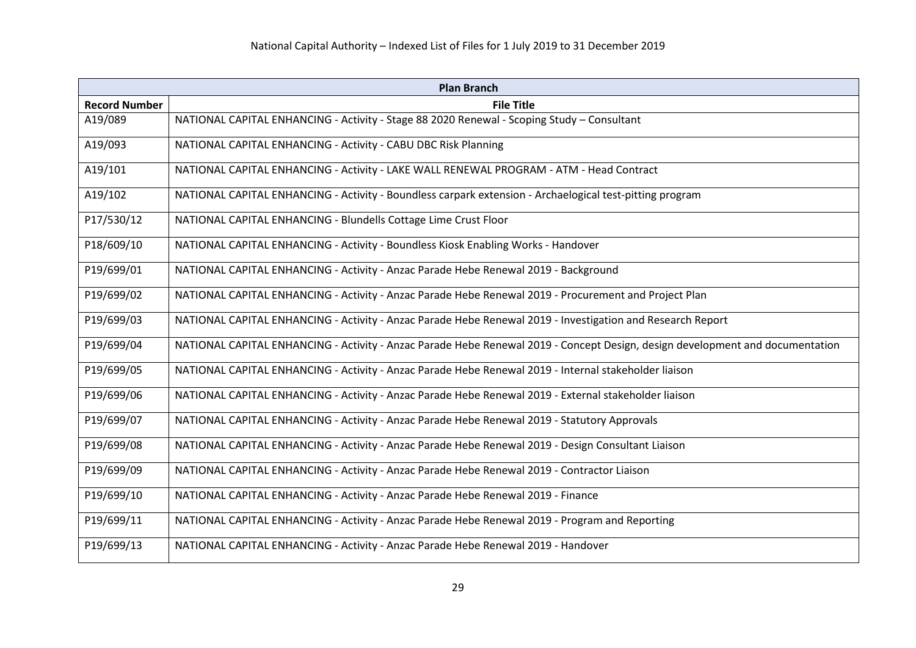National Capital Authority – Indexed List of Files for 1 July 2019 to 31 December 2019

| Plan Branch | |
| --- | --- |
| **Record Number** | **File Title** |
| A19/089 | NATIONAL CAPITAL ENHANCING - Activity - Stage 88 2020 Renewal - Scoping Study – Consultant |
| A19/093 | NATIONAL CAPITAL ENHANCING - Activity - CABU DBC Risk Planning |
| A19/101 | NATIONAL CAPITAL ENHANCING - Activity - LAKE WALL RENEWAL PROGRAM - ATM - Head Contract |
| A19/102 | NATIONAL CAPITAL ENHANCING - Activity - Boundless carpark extension - Archaelogical test-pitting program |
| P17/530/12 | NATIONAL CAPITAL ENHANCING - Blundells Cottage Lime Crust Floor |
| P18/609/10 | NATIONAL CAPITAL ENHANCING - Activity - Boundless Kiosk Enabling Works - Handover |
| P19/699/01 | NATIONAL CAPITAL ENHANCING - Activity - Anzac Parade Hebe Renewal 2019 - Background |
| P19/699/02 | NATIONAL CAPITAL ENHANCING - Activity - Anzac Parade Hebe Renewal 2019 - Procurement and Project Plan |
| P19/699/03 | NATIONAL CAPITAL ENHANCING - Activity - Anzac Parade Hebe Renewal 2019 - Investigation and Research Report |
| P19/699/04 | NATIONAL CAPITAL ENHANCING - Activity - Anzac Parade Hebe Renewal 2019 - Concept Design, design development and documentation |
| P19/699/05 | NATIONAL CAPITAL ENHANCING - Activity - Anzac Parade Hebe Renewal 2019 - Internal stakeholder liaison |
| P19/699/06 | NATIONAL CAPITAL ENHANCING - Activity - Anzac Parade Hebe Renewal 2019 - External stakeholder liaison |
| P19/699/07 | NATIONAL CAPITAL ENHANCING - Activity - Anzac Parade Hebe Renewal 2019 - Statutory Approvals |
| P19/699/08 | NATIONAL CAPITAL ENHANCING - Activity - Anzac Parade Hebe Renewal 2019 - Design Consultant Liaison |
| P19/699/09 | NATIONAL CAPITAL ENHANCING - Activity - Anzac Parade Hebe Renewal 2019 - Contractor Liaison |
| P19/699/10 | NATIONAL CAPITAL ENHANCING - Activity - Anzac Parade Hebe Renewal 2019 - Finance |
| P19/699/11 | NATIONAL CAPITAL ENHANCING - Activity - Anzac Parade Hebe Renewal 2019 - Program and Reporting |
| P19/699/13 | NATIONAL CAPITAL ENHANCING - Activity - Anzac Parade Hebe Renewal 2019 - Handover |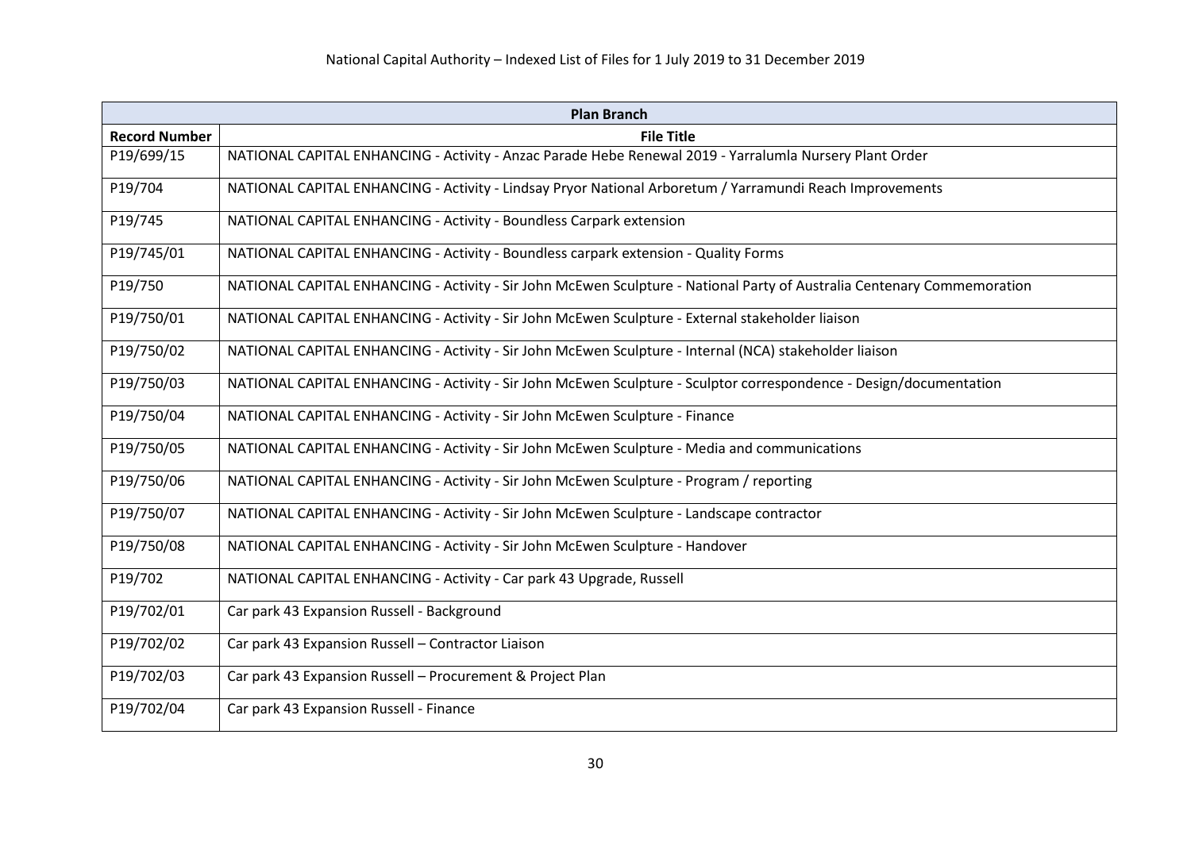| Plan Branch | |
|---|---|
| **Record Number** | **File Title** |
| P19/699/15 | NATIONAL CAPITAL ENHANCING - Activity - Anzac Parade Hebe Renewal 2019 - Yarralumla Nursery Plant Order |
| P19/704 | NATIONAL CAPITAL ENHANCING - Activity - Lindsay Pryor National Arboretum / Yarramundi Reach Improvements |
| P19/745 | NATIONAL CAPITAL ENHANCING - Activity - Boundless Carpark extension |
| P19/745/01 | NATIONAL CAPITAL ENHANCING - Activity - Boundless carpark extension - Quality Forms |
| P19/750 | NATIONAL CAPITAL ENHANCING - Activity - Sir John McEwen Sculpture - National Party of Australia Centenary Commemoration |
| P19/750/01 | NATIONAL CAPITAL ENHANCING - Activity - Sir John McEwen Sculpture - External stakeholder liaison |
| P19/750/02 | NATIONAL CAPITAL ENHANCING - Activity - Sir John McEwen Sculpture - Internal (NCA) stakeholder liaison |
| P19/750/03 | NATIONAL CAPITAL ENHANCING - Activity - Sir John McEwen Sculpture - Sculptor correspondence - Design/documentation |
| P19/750/04 | NATIONAL CAPITAL ENHANCING - Activity - Sir John McEwen Sculpture - Finance |
| P19/750/05 | NATIONAL CAPITAL ENHANCING - Activity - Sir John McEwen Sculpture - Media and communications |
| P19/750/06 | NATIONAL CAPITAL ENHANCING - Activity - Sir John McEwen Sculpture - Program / reporting |
| P19/750/07 | NATIONAL CAPITAL ENHANCING - Activity - Sir John McEwen Sculpture - Landscape contractor |
| P19/750/08 | NATIONAL CAPITAL ENHANCING - Activity - Sir John McEwen Sculpture - Handover |
| P19/702 | NATIONAL CAPITAL ENHANCING - Activity - Car park 43 Upgrade, Russell |
| P19/702/01 | Car park 43 Expansion Russell - Background |
| P19/702/02 | Car park 43 Expansion Russell – Contractor Liaison |
| P19/702/03 | Car park 43 Expansion Russell – Procurement & Project Plan |
| P19/702/04 | Car park 43 Expansion Russell - Finance |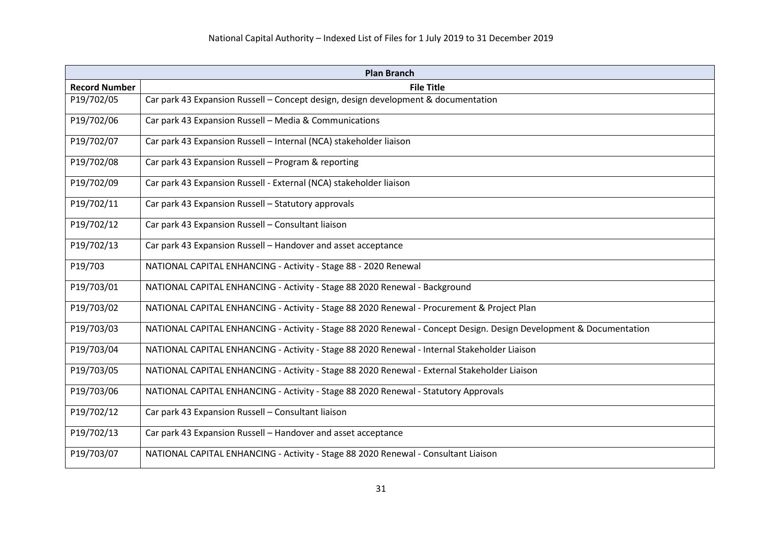| Plan Branch | |
|---|---|
| **Record Number** | **File Title** |
| P19/702/05 | Car park 43 Expansion Russell – Concept design, design development & documentation |
| P19/702/06 | Car park 43 Expansion Russell – Media & Communications |
| P19/702/07 | Car park 43 Expansion Russell – Internal (NCA) stakeholder liaison |
| P19/702/08 | Car park 43 Expansion Russell – Program & reporting |
| P19/702/09 | Car park 43 Expansion Russell - External (NCA) stakeholder liaison |
| P19/702/11 | Car park 43 Expansion Russell – Statutory approvals |
| P19/702/12 | Car park 43 Expansion Russell – Consultant liaison |
| P19/702/13 | Car park 43 Expansion Russell – Handover and asset acceptance |
| P19/703 | NATIONAL CAPITAL ENHANCING - Activity - Stage 88 - 2020 Renewal |
| P19/703/01 | NATIONAL CAPITAL ENHANCING - Activity - Stage 88 2020 Renewal - Background |
| P19/703/02 | NATIONAL CAPITAL ENHANCING - Activity - Stage 88 2020 Renewal - Procurement & Project Plan |
| P19/703/03 | NATIONAL CAPITAL ENHANCING - Activity - Stage 88 2020 Renewal - Concept Design. Design Development & Documentation |
| P19/703/04 | NATIONAL CAPITAL ENHANCING - Activity - Stage 88 2020 Renewal - Internal Stakeholder Liaison |
| P19/703/05 | NATIONAL CAPITAL ENHANCING - Activity - Stage 88 2020 Renewal - External Stakeholder Liaison |
| P19/703/06 | NATIONAL CAPITAL ENHANCING - Activity - Stage 88 2020 Renewal - Statutory Approvals |
| P19/702/12 | Car park 43 Expansion Russell – Consultant liaison |
| P19/702/13 | Car park 43 Expansion Russell – Handover and asset acceptance |
| P19/703/07 | NATIONAL CAPITAL ENHANCING - Activity - Stage 88 2020 Renewal - Consultant Liaison |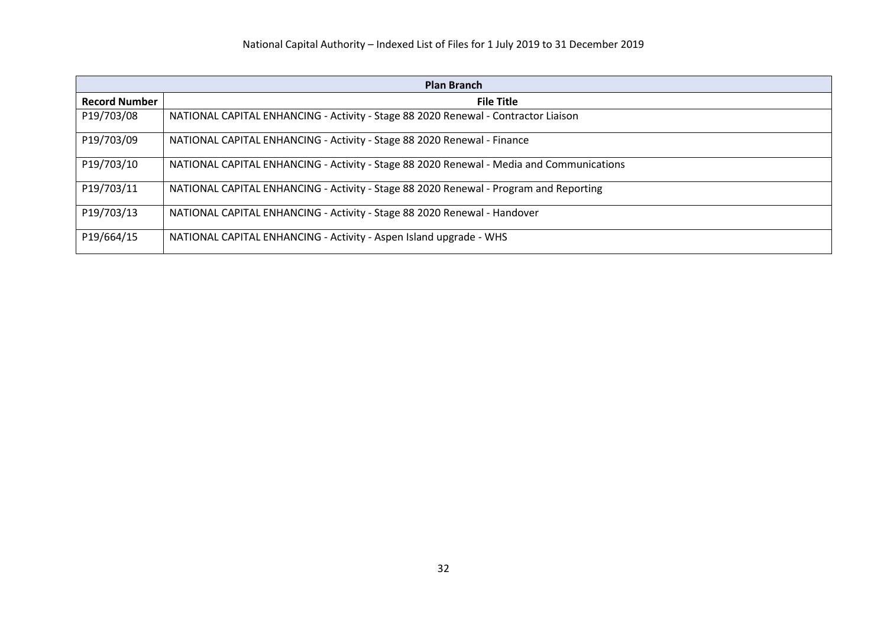| Plan Branch | |
|---|---|
| **Record Number** | **File Title** |
| P19/703/08 | NATIONAL CAPITAL ENHANCING - Activity - Stage 88 2020 Renewal - Contractor Liaison |
| P19/703/09 | NATIONAL CAPITAL ENHANCING - Activity - Stage 88 2020 Renewal - Finance |
| P19/703/10 | NATIONAL CAPITAL ENHANCING - Activity - Stage 88 2020 Renewal - Media and Communications |
| P19/703/11 | NATIONAL CAPITAL ENHANCING - Activity - Stage 88 2020 Renewal - Program and Reporting |
| P19/703/13 | NATIONAL CAPITAL ENHANCING - Activity - Stage 88 2020 Renewal - Handover |
| P19/664/15 | NATIONAL CAPITAL ENHANCING - Activity - Aspen Island upgrade - WHS |